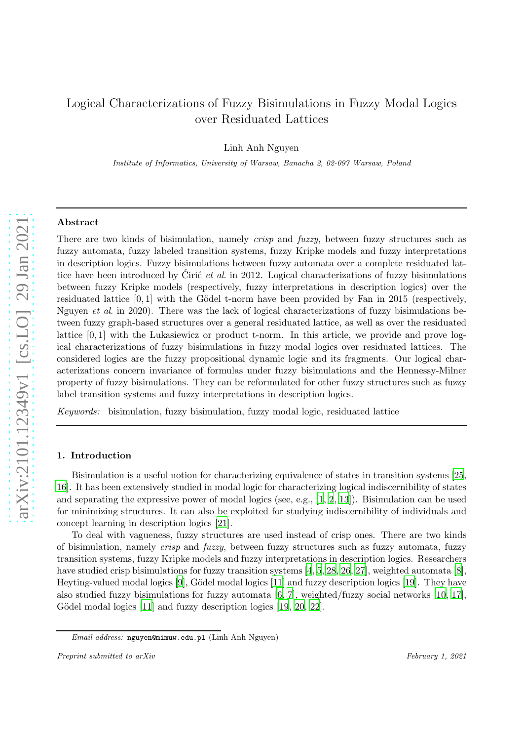# Logical Characterizations of Fuzzy Bisimulations in Fuzzy Modal Logics over Residuated Lattices

Linh Anh Nguyen

*Institute of Informatics, University of Warsaw, Banacha 2, 02-097 Warsaw, Poland*

---

## Abstract

There are two kinds of bisimulation, namely *crisp* and *fuzzy*, between fuzzy structures such as fuzzy automata, fuzzy labeled transition systems, fuzzy Kripke models and fuzzy interpretations in description logics. Fuzzy bisimulations between fuzzy automata over a complete residuated lattice have been introduced by Ćirić *et al*. in 2012. Logical characterizations of fuzzy bisimulations between fuzzy Kripke models (respectively, fuzzy interpretations in description logics) over the residuated lattice $[0,1]$ with the Gödel t-norm have been provided by Fan in 2015 (respectively, Nguyen *et al*. in 2020). There was the lack of logical characterizations of fuzzy bisimulations between fuzzy graph-based structures over a general residuated lattice, as well as over the residuated lattice $[0,1]$ with the Łukasiewicz or product t-norm. In this article, we provide and prove logical characterizations of fuzzy bisimulations in fuzzy modal logics over residuated lattices. The considered logics are the fuzzy propositional dynamic logic and its fragments. Our logical characterizations concern invariance of formulas under fuzzy bisimulations and the Hennessy-Milner property of fuzzy bisimulations. They can be reformulated for other fuzzy structures such as fuzzy label transition systems and fuzzy interpretations in description logics.

*Keywords:* bisimulation, fuzzy bisimulation, fuzzy modal logic, residuated lattice

---

## 1. Introduction

Bisimulation is a useful notion for characterizing equivalence of states in transition systems [25, 16]. It has been extensively studied in modal logic for characterizing logical indiscernibility of states and separating the expressive power of modal logics (see, e.g., [1, 2, 13]). Bisimulation can be used for minimizing structures. It can also be exploited for studying indiscernibility of individuals and concept learning in description logics [21].

To deal with vagueness, fuzzy structures are used instead of crisp ones. There are two kinds of bisimulation, namely *crisp* and *fuzzy*, between fuzzy structures such as fuzzy automata, fuzzy transition systems, fuzzy Kripke models and fuzzy interpretations in description logics. Researchers have studied crisp bisimulations for fuzzy transition systems [4, 5, 28, 26, 27], weighted automata [8], Heyting-valued modal logics [9], Gödel modal logics [11] and fuzzy description logics [19]. They have also studied fuzzy bisimulations for fuzzy automata [6, 7], weighted/fuzzy social networks [10, 17], Gödel modal logics [11] and fuzzy description logics [19, 20, 22].

*Email address:* nguyen@mimuw.edu.pl (Linh Anh Nguyen)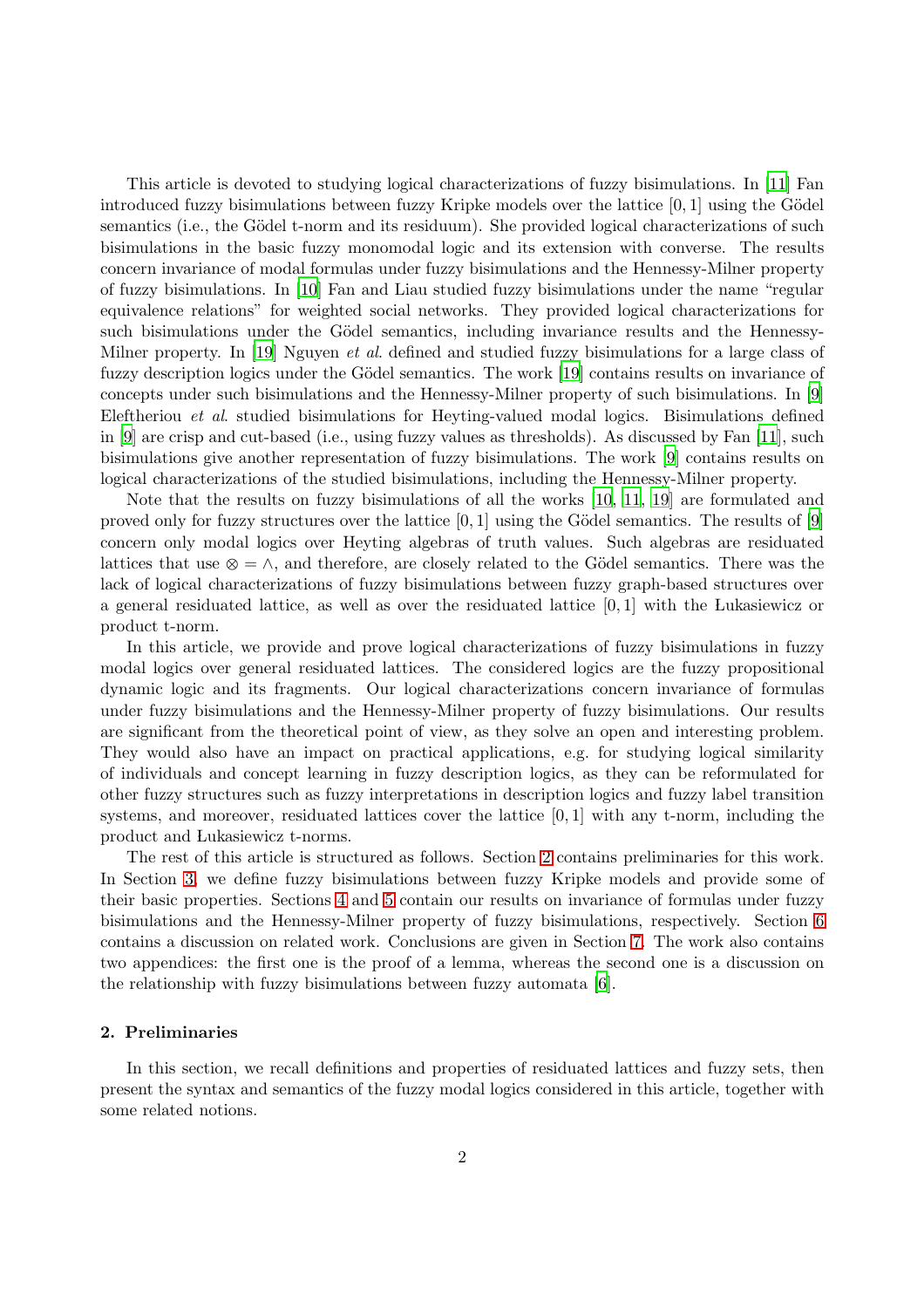This article is devoted to studying logical characterizations of fuzzy bisimulations. In [11] Fan introduced fuzzy bisimulations between fuzzy Kripke models over the lattice $[0, 1]$ using the Gödel semantics (i.e., the Gödel t-norm and its residuum). She provided logical characterizations of such bisimulations in the basic fuzzy monomodal logic and its extension with converse. The results concern invariance of modal formulas under fuzzy bisimulations and the Hennessy-Milner property of fuzzy bisimulations. In [10] Fan and Liau studied fuzzy bisimulations under the name "regular equivalence relations" for weighted social networks. They provided logical characterizations for such bisimulations under the Gödel semantics, including invariance results and the Hennessy-Milner property. In [19] Nguyen *et al.* defined and studied fuzzy bisimulations for a large class of fuzzy description logics under the Gödel semantics. The work [19] contains results on invariance of concepts under such bisimulations and the Hennessy-Milner property of such bisimulations. In [9] Eleftheriou *et al.* studied bisimulations for Heyting-valued modal logics. Bisimulations defined in [9] are crisp and cut-based (i.e., using fuzzy values as thresholds). As discussed by Fan [11], such bisimulations give another representation of fuzzy bisimulations. The work [9] contains results on logical characterizations of the studied bisimulations, including the Hennessy-Milner property.

Note that the results on fuzzy bisimulations of all the works [10, 11, 19] are formulated and proved only for fuzzy structures over the lattice $[0, 1]$ using the Gödel semantics. The results of [9] concern only modal logics over Heyting algebras of truth values. Such algebras are residuated lattices that use $\otimes = \wedge$, and therefore, are closely related to the Gödel semantics. There was the lack of logical characterizations of fuzzy bisimulations between fuzzy graph-based structures over a general residuated lattice, as well as over the residuated lattice $[0, 1]$ with the Łukasiewicz or product t-norm.

In this article, we provide and prove logical characterizations of fuzzy bisimulations in fuzzy modal logics over general residuated lattices. The considered logics are the fuzzy propositional dynamic logic and its fragments. Our logical characterizations concern invariance of formulas under fuzzy bisimulations and the Hennessy-Milner property of fuzzy bisimulations. Our results are significant from the theoretical point of view, as they solve an open and interesting problem. They would also have an impact on practical applications, e.g. for studying logical similarity of individuals and concept learning in fuzzy description logics, as they can be reformulated for other fuzzy structures such as fuzzy interpretations in description logics and fuzzy label transition systems, and moreover, residuated lattices cover the lattice $[0, 1]$ with any t-norm, including the product and Łukasiewicz t-norms.

The rest of this article is structured as follows. Section 2 contains preliminaries for this work. In Section 3, we define fuzzy bisimulations between fuzzy Kripke models and provide some of their basic properties. Sections 4 and 5 contain our results on invariance of formulas under fuzzy bisimulations and the Hennessy-Milner property of fuzzy bisimulations, respectively. Section 6 contains a discussion on related work. Conclusions are given in Section 7. The work also contains two appendices: the first one is the proof of a lemma, whereas the second one is a discussion on the relationship with fuzzy bisimulations between fuzzy automata [6].

## 2. Preliminaries

In this section, we recall definitions and properties of residuated lattices and fuzzy sets, then present the syntax and semantics of the fuzzy modal logics considered in this article, together with some related notions.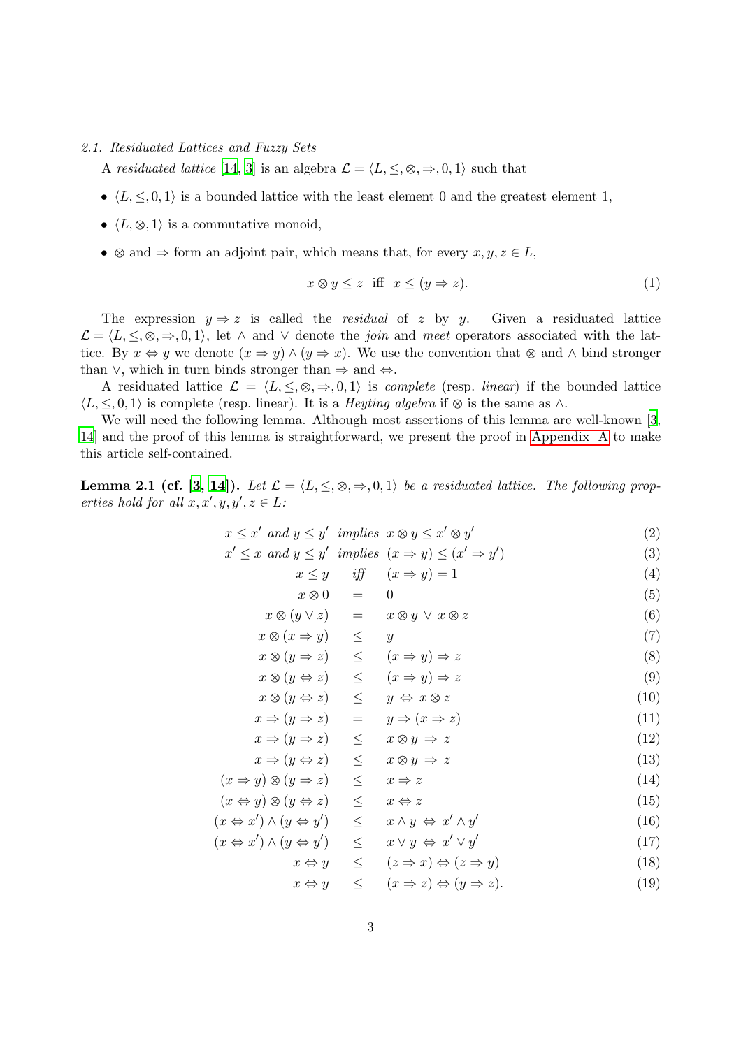### 2.1. Residuated Lattices and Fuzzy Sets

A *residuated lattice* [14, 3] is an algebra $\mathcal{L} = \langle L, \leq, \otimes, \Rightarrow, 0, 1\rangle$ such that

- $\langle L, \leq, 0, 1\rangle$ is a bounded lattice with the least element 0 and the greatest element 1,
- $\langle L, \otimes, 1\rangle$ is a commutative monoid,
- $\otimes$ and $\Rightarrow$ form an adjoint pair, which means that, for every $x, y, z \in L$,

$$x \otimes y \leq z \;\text{ iff }\; x \leq (y \Rightarrow z). \tag{1}$$

The expression $y \Rightarrow z$ is called the *residual* of $z$ by $y$. Given a residuated lattice $\mathcal{L} = \langle L, \leq, \otimes, \Rightarrow, 0, 1\rangle$, let $\wedge$ and $\vee$ denote the *join* and *meet* operators associated with the lattice. By $x \Leftrightarrow y$ we denote $(x \Rightarrow y) \wedge (y \Rightarrow x)$. We use the convention that $\otimes$ and $\wedge$ bind stronger than $\vee$, which in turn binds stronger than $\Rightarrow$ and $\Leftrightarrow$.

A residuated lattice $\mathcal{L} = \langle L, \leq, \otimes, \Rightarrow, 0, 1\rangle$ is *complete* (resp. *linear*) if the bounded lattice $\langle L, \leq, 0, 1\rangle$ is complete (resp. linear). It is a *Heyting algebra* if $\otimes$ is the same as $\wedge$.

We will need the following lemma. Although most assertions of this lemma are well-known [3, 14] and the proof of this lemma is straightforward, we present the proof in Appendix A to make this article self-contained.

**Lemma 2.1 (cf. [3, 14]).** *Let $\mathcal{L} = \langle L, \leq, \otimes, \Rightarrow, 0, 1\rangle$ be a residuated lattice. The following properties hold for all $x, x', y, y', z \in L$:*

$$x \leq x' \text{ and } y \leq y' \;\text{ implies }\; x \otimes y \leq x' \otimes y' \tag{2}$$

$$x' \leq x \text{ and } y \leq y' \;\text{ implies }\; (x \Rightarrow y) \leq (x' \Rightarrow y') \tag{3}$$

$$x \leq y \;\text{ iff }\; (x \Rightarrow y) = 1 \tag{4}$$

$$x \otimes 0 = 0 \tag{5}$$

$$x \otimes (y \vee z) = x \otimes y \,\vee\, x \otimes z \tag{6}$$

$$x \otimes (x \Rightarrow y) \leq y \tag{7}$$

$$x \otimes (y \Rightarrow z) \leq (x \Rightarrow y) \Rightarrow z \tag{8}$$

$$x \otimes (y \Leftrightarrow z) \leq (x \Rightarrow y) \Rightarrow z \tag{9}$$

$$x \otimes (y \Leftrightarrow z) \leq y \,\Leftrightarrow\, x \otimes z \tag{10}$$

$$x \Rightarrow (y \Rightarrow z) = y \Rightarrow (x \Rightarrow z) \tag{11}$$

$$x \Rightarrow (y \Rightarrow z) \leq x \otimes y \,\Rightarrow\, z \tag{12}$$

$$x \Rightarrow (y \Leftrightarrow z) \leq x \otimes y \,\Rightarrow\, z \tag{13}$$

$$(x \Rightarrow y) \otimes (y \Rightarrow z) \leq x \Rightarrow z \tag{14}$$

$$(x \Leftrightarrow y) \otimes (y \Leftrightarrow z) \leq x \Leftrightarrow z \tag{15}$$

$$(x \Leftrightarrow x') \wedge (y \Leftrightarrow y') \leq x \wedge y \,\Leftrightarrow\, x' \wedge y' \tag{16}$$

$$(x \Leftrightarrow x') \wedge (y \Leftrightarrow y') \leq x \vee y \,\Leftrightarrow\, x' \vee y' \tag{17}$$

$$x \Leftrightarrow y \leq (z \Rightarrow x) \Leftrightarrow (z \Rightarrow y) \tag{18}$$

$$x \Leftrightarrow y \leq (x \Rightarrow z) \Leftrightarrow (y \Rightarrow z). \tag{19}$$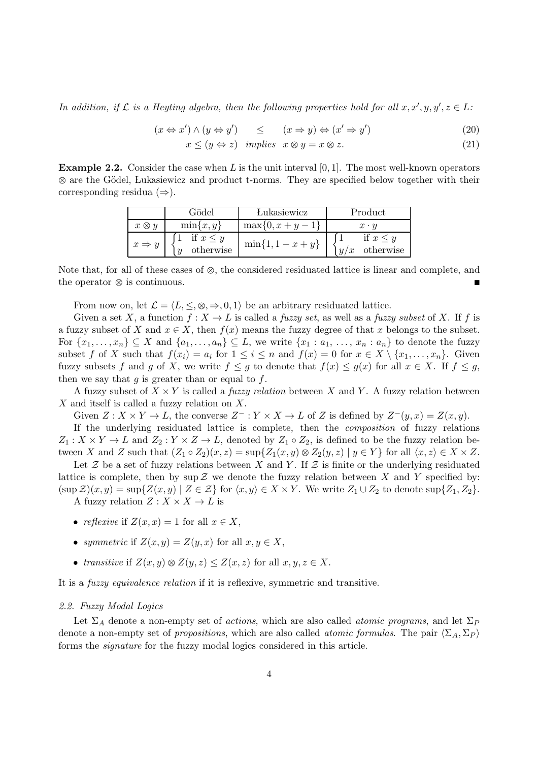*In addition, if $\mathcal{L}$ is a Heyting algebra, then the following properties hold for all $x, x', y, y', z \in L$:*

$$(x \Leftrightarrow x') \wedge (y \Leftrightarrow y') \quad \leq \quad (x \Rightarrow y) \Leftrightarrow (x' \Rightarrow y') \tag{20}$$

$$x \leq (y \Leftrightarrow z) \quad \textit{implies} \quad x \otimes y = x \otimes z. \tag{21}$$

**Example 2.2.** Consider the case when $L$ is the unit interval $[0, 1]$. The most well-known operators $\otimes$ are the Gödel, Łukasiewicz and product t-norms. They are specified below together with their corresponding residua ($\Rightarrow$).

| | Gödel | Łukasiewicz | Product |
|---|---|---|---|
| $x \otimes y$ | $\min\{x, y\}$ | $\max\{0, x + y - 1\}$ | $x \cdot y$ |
| $x \Rightarrow y$ | $\begin{cases} 1 & \text{if } x \leq y \\ y & \text{otherwise} \end{cases}$ | $\min\{1, 1 - x + y\}$ | $\begin{cases} 1 & \text{if } x \leq y \\ y/x & \text{otherwise} \end{cases}$ |

Note that, for all of these cases of $\otimes$, the considered residuated lattice is linear and complete, and the operator $\otimes$ is continuous. ∎

From now on, let $\mathcal{L} = \langle L, \leq, \otimes, \Rightarrow, 0, 1 \rangle$ be an arbitrary residuated lattice.

Given a set $X$, a function $f : X \to L$ is called a *fuzzy set*, as well as a *fuzzy subset* of $X$. If $f$ is a fuzzy subset of $X$ and $x \in X$, then $f(x)$ means the fuzzy degree of that $x$ belongs to the subset. For $\{x_1, \ldots, x_n\} \subseteq X$ and $\{a_1, \ldots, a_n\} \subseteq L$, we write $\{x_1 : a_1, \ldots, x_n : a_n\}$ to denote the fuzzy subset $f$ of $X$ such that $f(x_i) = a_i$ for $1 \leq i \leq n$ and $f(x) = 0$ for $x \in X \setminus \{x_1, \ldots, x_n\}$. Given fuzzy subsets $f$ and $g$ of $X$, we write $f \leq g$ to denote that $f(x) \leq g(x)$ for all $x \in X$. If $f \leq g$, then we say that $g$ is greater than or equal to $f$.

A fuzzy subset of $X \times Y$ is called a *fuzzy relation* between $X$ and $Y$. A fuzzy relation between $X$ and itself is called a fuzzy relation on $X$.

Given $Z : X \times Y \to L$, the converse $Z^- : Y \times X \to L$ of $Z$ is defined by $Z^-(y, x) = Z(x, y)$.

If the underlying residuated lattice is complete, then the *composition* of fuzzy relations $Z_1 : X \times Y \to L$ and $Z_2 : Y \times Z \to L$, denoted by $Z_1 \circ Z_2$, is defined to be the fuzzy relation between $X$ and $Z$ such that $(Z_1 \circ Z_2)(x, z) = \sup\{Z_1(x, y) \otimes Z_2(y, z) \mid y \in Y\}$ for all $\langle x, z \rangle \in X \times Z$.

Let $\mathcal{Z}$ be a set of fuzzy relations between $X$ and $Y$. If $\mathcal{Z}$ is finite or the underlying residuated lattice is complete, then by $\sup \mathcal{Z}$ we denote the fuzzy relation between $X$ and $Y$ specified by: $(\sup \mathcal{Z})(x, y) = \sup\{Z(x, y) \mid Z \in \mathcal{Z}\}$ for $\langle x, y \rangle \in X \times Y$. We write $Z_1 \cup Z_2$ to denote $\sup\{Z_1, Z_2\}$.

A fuzzy relation $Z : X \times X \to L$ is

- *reflexive* if $Z(x, x) = 1$ for all $x \in X$,
- *symmetric* if $Z(x, y) = Z(y, x)$ for all $x, y \in X$,
- *transitive* if $Z(x, y) \otimes Z(y, z) \leq Z(x, z)$ for all $x, y, z \in X$.

It is a *fuzzy equivalence relation* if it is reflexive, symmetric and transitive.

### *2.2. Fuzzy Modal Logics*

Let $\Sigma_A$ denote a non-empty set of *actions*, which are also called *atomic programs*, and let $\Sigma_P$ denote a non-empty set of *propositions*, which are also called *atomic formulas*. The pair $\langle \Sigma_A, \Sigma_P \rangle$ forms the *signature* for the fuzzy modal logics considered in this article.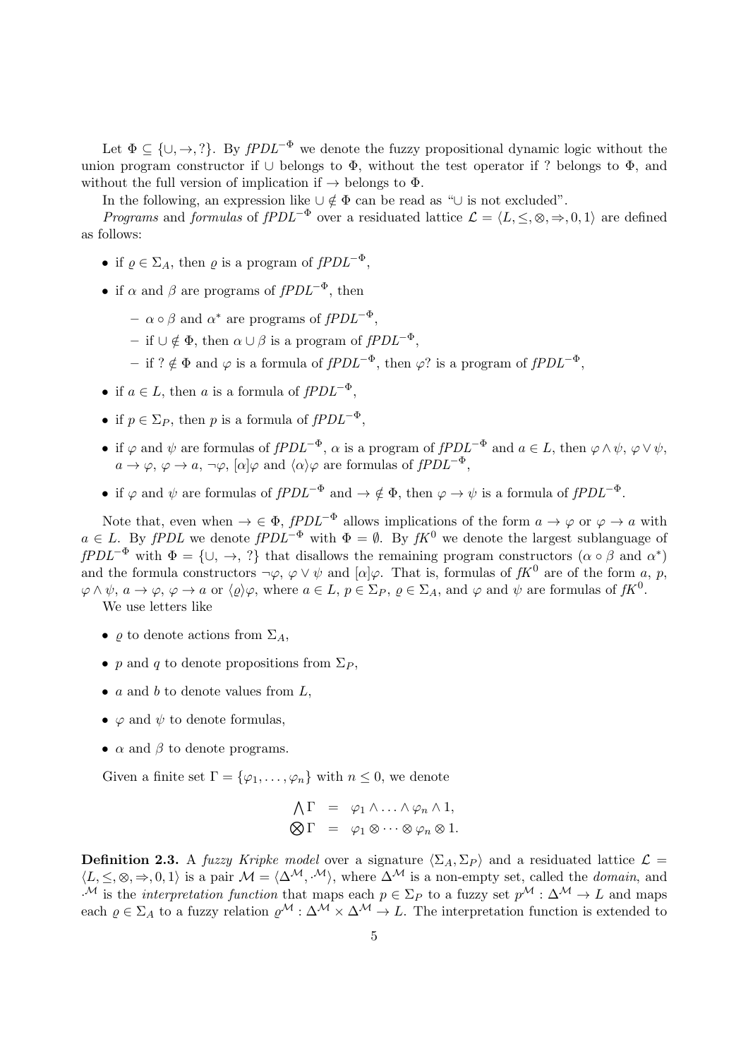Let $\Phi \subseteq \{\cup, \to, ?\}$. By *fPDL*$^{-\Phi}$ we denote the fuzzy propositional dynamic logic without the union program constructor if $\cup$ belongs to $\Phi$, without the test operator if ? belongs to $\Phi$, and without the full version of implication if $\to$ belongs to $\Phi$.

In the following, an expression like $\cup \notin \Phi$ can be read as "$\cup$ is not excluded".

*Programs* and *formulas* of *fPDL*$^{-\Phi}$ over a residuated lattice $\mathcal{L} = \langle L, \leq, \otimes, \Rightarrow, 0, 1\rangle$ are defined as follows:

- if $\varrho \in \Sigma_A$, then $\varrho$ is a program of *fPDL*$^{-\Phi}$,
- if $\alpha$ and $\beta$ are programs of *fPDL*$^{-\Phi}$, then
  - $\alpha \circ \beta$ and $\alpha^*$ are programs of *fPDL*$^{-\Phi}$,
  - if $\cup \notin \Phi$, then $\alpha \cup \beta$ is a program of *fPDL*$^{-\Phi}$,
  - if $? \notin \Phi$ and $\varphi$ is a formula of *fPDL*$^{-\Phi}$, then $\varphi?$ is a program of *fPDL*$^{-\Phi}$,
- if $a \in L$, then $a$ is a formula of *fPDL*$^{-\Phi}$,
- if $p \in \Sigma_P$, then $p$ is a formula of *fPDL*$^{-\Phi}$,
- if $\varphi$ and $\psi$ are formulas of *fPDL*$^{-\Phi}$, $\alpha$ is a program of *fPDL*$^{-\Phi}$ and $a \in L$, then $\varphi \wedge \psi$, $\varphi \vee \psi$, $a \to \varphi$, $\varphi \to a$, $\neg\varphi$, $[\alpha]\varphi$ and $\langle\alpha\rangle\varphi$ are formulas of *fPDL*$^{-\Phi}$,
- if $\varphi$ and $\psi$ are formulas of *fPDL*$^{-\Phi}$ and $\to \notin \Phi$, then $\varphi \to \psi$ is a formula of *fPDL*$^{-\Phi}$.

Note that, even when $\to \in \Phi$, *fPDL*$^{-\Phi}$ allows implications of the form $a \to \varphi$ or $\varphi \to a$ with $a \in L$. By *fPDL* we denote *fPDL*$^{-\Phi}$ with $\Phi = \emptyset$. By *fK*$^0$ we denote the largest sublanguage of *fPDL*$^{-\Phi}$ with $\Phi = \{\cup, \to, ?\}$ that disallows the remaining program constructors ($\alpha \circ \beta$ and $\alpha^*$) and the formula constructors $\neg\varphi$, $\varphi \vee \psi$ and $[\alpha]\varphi$. That is, formulas of *fK*$^0$ are of the form $a$, $p$, $\varphi \wedge \psi$, $a \to \varphi$, $\varphi \to a$ or $\langle\varrho\rangle\varphi$, where $a \in L$, $p \in \Sigma_P$, $\varrho \in \Sigma_A$, and $\varphi$ and $\psi$ are formulas of *fK*$^0$.

We use letters like

- $\varrho$ to denote actions from $\Sigma_A$,
- $p$ and $q$ to denote propositions from $\Sigma_P$,
- $a$ and $b$ to denote values from $L$,
- $\varphi$ and $\psi$ to denote formulas,
- $\alpha$ and $\beta$ to denote programs.

Given a finite set $\Gamma = \{\varphi_1, \ldots, \varphi_n\}$ with $n \leq 0$, we denote

$$
\begin{aligned}
\bigwedge \Gamma &= \varphi_1 \wedge \ldots \wedge \varphi_n \wedge 1, \\
\bigotimes \Gamma &= \varphi_1 \otimes \cdots \otimes \varphi_n \otimes 1.
\end{aligned}
$$

**Definition 2.3.** A *fuzzy Kripke model* over a signature $\langle\Sigma_A, \Sigma_P\rangle$ and a residuated lattice $\mathcal{L} = \langle L, \leq, \otimes, \Rightarrow, 0, 1\rangle$ is a pair $\mathcal{M} = \langle\Delta^{\mathcal{M}}, \cdot^{\mathcal{M}}\rangle$, where $\Delta^{\mathcal{M}}$ is a non-empty set, called the *domain*, and $\cdot^{\mathcal{M}}$ is the *interpretation function* that maps each $p \in \Sigma_P$ to a fuzzy set $p^{\mathcal{M}} : \Delta^{\mathcal{M}} \to L$ and maps each $\varrho \in \Sigma_A$ to a fuzzy relation $\varrho^{\mathcal{M}} : \Delta^{\mathcal{M}} \times \Delta^{\mathcal{M}} \to L$. The interpretation function is extended to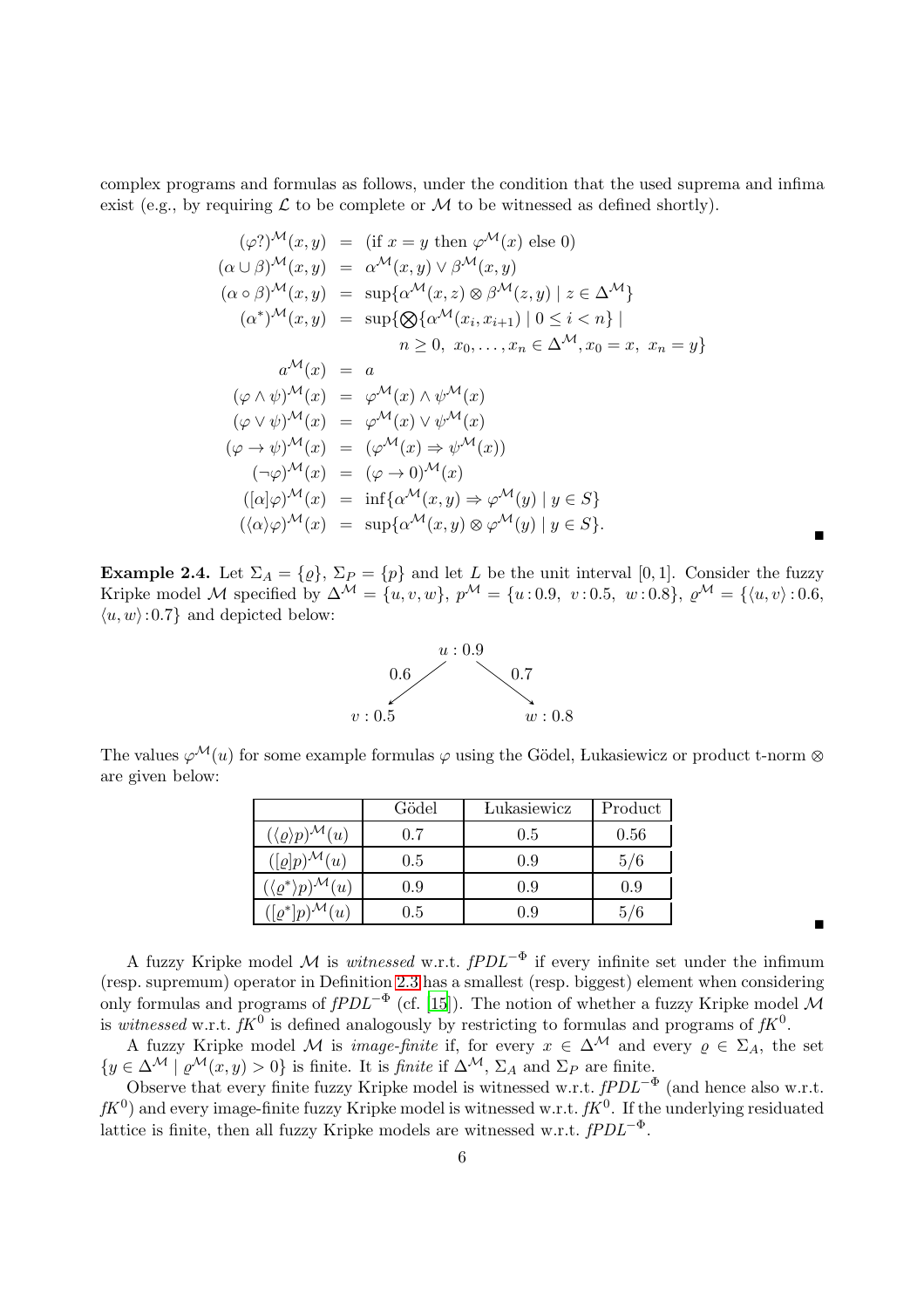complex programs and formulas as follows, under the condition that the used suprema and infima exist (e.g., by requiring $\mathcal{L}$ to be complete or $\mathcal{M}$ to be witnessed as defined shortly).

$$
\begin{array}{rcl}
(\varphi?)^{\mathcal{M}}(x,y) & = & (\text{if } x = y \text{ then } \varphi^{\mathcal{M}}(x) \text{ else } 0) \\
(\alpha \cup \beta)^{\mathcal{M}}(x,y) & = & \alpha^{\mathcal{M}}(x,y) \vee \beta^{\mathcal{M}}(x,y) \\
(\alpha \circ \beta)^{\mathcal{M}}(x,y) & = & \sup\{\alpha^{\mathcal{M}}(x,z) \otimes \beta^{\mathcal{M}}(z,y) \mid z \in \Delta^{\mathcal{M}}\} \\
(\alpha^*)^{\mathcal{M}}(x,y) & = & \sup\{\bigotimes\{\alpha^{\mathcal{M}}(x_i,x_{i+1}) \mid 0 \leq i < n\} \mid \\
& & \qquad n \geq 0,\ x_0,\ldots,x_n \in \Delta^{\mathcal{M}}, x_0 = x,\ x_n = y\} \\
a^{\mathcal{M}}(x) & = & a \\
(\varphi \wedge \psi)^{\mathcal{M}}(x) & = & \varphi^{\mathcal{M}}(x) \wedge \psi^{\mathcal{M}}(x) \\
(\varphi \vee \psi)^{\mathcal{M}}(x) & = & \varphi^{\mathcal{M}}(x) \vee \psi^{\mathcal{M}}(x) \\
(\varphi \to \psi)^{\mathcal{M}}(x) & = & (\varphi^{\mathcal{M}}(x) \Rightarrow \psi^{\mathcal{M}}(x)) \\
(\neg\varphi)^{\mathcal{M}}(x) & = & (\varphi \to 0)^{\mathcal{M}}(x) \\
([\alpha]\varphi)^{\mathcal{M}}(x) & = & \inf\{\alpha^{\mathcal{M}}(x,y) \Rightarrow \varphi^{\mathcal{M}}(y) \mid y \in S\} \\
(\langle\alpha\rangle\varphi)^{\mathcal{M}}(x) & = & \sup\{\alpha^{\mathcal{M}}(x,y) \otimes \varphi^{\mathcal{M}}(y) \mid y \in S\}.
\end{array}
$$

∎

**Example 2.4.** Let $\Sigma_A = \{\varrho\}$, $\Sigma_P = \{p\}$ and let $L$ be the unit interval $[0,1]$. Consider the fuzzy Kripke model $\mathcal{M}$ specified by $\Delta^{\mathcal{M}} = \{u, v, w\}$, $p^{\mathcal{M}} = \{u : 0.9,\ v : 0.5,\ w : 0.8\}$, $\varrho^{\mathcal{M}} = \{\langle u, v\rangle : 0.6, \langle u, w\rangle : 0.7\}$ and depicted below:

$u : 0.9$ with an edge labeled $0.6$ to $v : 0.5$ and an edge labeled $0.7$ to $w : 0.8$.

The values $\varphi^{\mathcal{M}}(u)$ for some example formulas $\varphi$ using the Gödel, Łukasiewicz or product t-norm $\otimes$ are given below:

| | Gödel | Łukasiewicz | Product |
|---|---|---|---|
| $(\langle\varrho\rangle p)^{\mathcal{M}}(u)$ | 0.7 | 0.5 | 0.56 |
| $([\varrho]p)^{\mathcal{M}}(u)$ | 0.5 | 0.9 | 5/6 |
| $(\langle\varrho^*\rangle p)^{\mathcal{M}}(u)$ | 0.9 | 0.9 | 0.9 |
| $([\varrho^*]p)^{\mathcal{M}}(u)$ | 0.5 | 0.9 | 5/6 |

∎

A fuzzy Kripke model $\mathcal{M}$ is *witnessed* w.r.t. *fPDL*$^{-\Phi}$ if every infinite set under the infimum (resp. supremum) operator in Definition 2.3 has a smallest (resp. biggest) element when considering only formulas and programs of *fPDL*$^{-\Phi}$ (cf. [15]). The notion of whether a fuzzy Kripke model $\mathcal{M}$ is *witnessed* w.r.t. *fK*$^0$ is defined analogously by restricting to formulas and programs of *fK*$^0$.

A fuzzy Kripke model $\mathcal{M}$ is *image-finite* if, for every $x \in \Delta^{\mathcal{M}}$ and every $\varrho \in \Sigma_A$, the set $\{y \in \Delta^{\mathcal{M}} \mid \varrho^{\mathcal{M}}(x,y) > 0\}$ is finite. It is *finite* if $\Delta^{\mathcal{M}}$, $\Sigma_A$ and $\Sigma_P$ are finite.

Observe that every finite fuzzy Kripke model is witnessed w.r.t. *fPDL*$^{-\Phi}$ (and hence also w.r.t. *fK*$^0$) and every image-finite fuzzy Kripke model is witnessed w.r.t. *fK*$^0$. If the underlying residuated lattice is finite, then all fuzzy Kripke models are witnessed w.r.t. *fPDL*$^{-\Phi}$.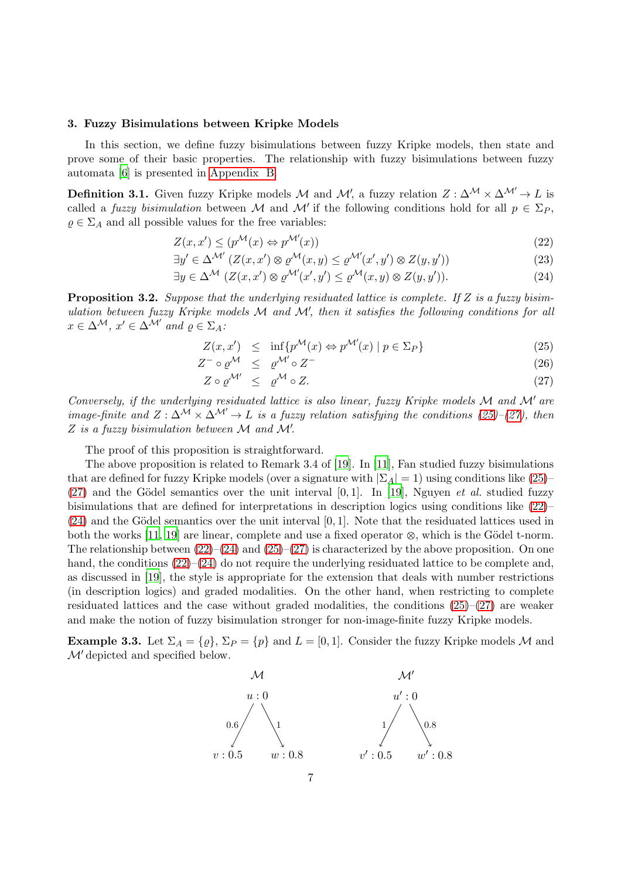### 3. Fuzzy Bisimulations between Kripke Models

In this section, we define fuzzy bisimulations between fuzzy Kripke models, then state and prove some of their basic properties. The relationship with fuzzy bisimulations between fuzzy automata [6] is presented in Appendix B.

**Definition 3.1.** Given fuzzy Kripke models $\mathcal{M}$ and $\mathcal{M}'$, a fuzzy relation $Z : \Delta^{\mathcal{M}} \times \Delta^{\mathcal{M}'} \to L$ is called a *fuzzy bisimulation* between $\mathcal{M}$ and $\mathcal{M}'$ if the following conditions hold for all $p \in \Sigma_P$, $\varrho \in \Sigma_A$ and all possible values for the free variables:

$$Z(x, x') \leq (p^{\mathcal{M}}(x) \Leftrightarrow p^{\mathcal{M}'}(x')) \tag{22}$$

$$\exists y' \in \Delta^{\mathcal{M}'} \, (Z(x, x') \otimes \varrho^{\mathcal{M}}(x, y) \leq \varrho^{\mathcal{M}'}(x', y') \otimes Z(y, y')) \tag{23}$$

$$\exists y \in \Delta^{\mathcal{M}} \, (Z(x, x') \otimes \varrho^{\mathcal{M}'}(x', y') \leq \varrho^{\mathcal{M}}(x, y) \otimes Z(y, y')). \tag{24}$$

**Proposition 3.2.** *Suppose that the underlying residuated lattice is complete. If $Z$ is a fuzzy bisimulation between fuzzy Kripke models $\mathcal{M}$ and $\mathcal{M}'$, then it satisfies the following conditions for all $x \in \Delta^{\mathcal{M}}$, $x' \in \Delta^{\mathcal{M}'}$ and $\varrho \in \Sigma_A$:*

$$Z(x, x') \leq \inf\{p^{\mathcal{M}}(x) \Leftrightarrow p^{\mathcal{M}'}(x') \mid p \in \Sigma_P\} \tag{25}$$

$$Z^- \circ \varrho^{\mathcal{M}} \leq \varrho^{\mathcal{M}'} \circ Z^- \tag{26}$$

$$Z \circ \varrho^{\mathcal{M}'} \leq \varrho^{\mathcal{M}} \circ Z. \tag{27}$$

*Conversely, if the underlying residuated lattice is also linear, fuzzy Kripke models $\mathcal{M}$ and $\mathcal{M}'$ are image-finite and $Z : \Delta^{\mathcal{M}} \times \Delta^{\mathcal{M}'} \to L$ is a fuzzy relation satisfying the conditions (25)–(27), then $Z$ is a fuzzy bisimulation between $\mathcal{M}$ and $\mathcal{M}'$.*

The proof of this proposition is straightforward.

The above proposition is related to Remark 3.4 of [19]. In [11], Fan studied fuzzy bisimulations that are defined for fuzzy Kripke models (over a signature with $|\Sigma_A| = 1$) using conditions like (25)–(27) and the Gödel semantics over the unit interval $[0, 1]$. In [19], Nguyen *et al.* studied fuzzy bisimulations that are defined for interpretations in description logics using conditions like (22)–(24) and the Gödel semantics over the unit interval $[0, 1]$. Note that the residuated lattices used in both the works [11, 19] are linear, complete and use a fixed operator $\otimes$, which is the Gödel t-norm. The relationship between (22)–(24) and (25)–(27) is characterized by the above proposition. On one hand, the conditions (22)–(24) do not require the underlying residuated lattice to be complete and, as discussed in [19], the style is appropriate for the extension that deals with number restrictions (in description logics) and graded modalities. On the other hand, when restricting to complete residuated lattices and the case without graded modalities, the conditions (25)–(27) are weaker and make the notion of fuzzy bisimulation stronger for non-image-finite fuzzy Kripke models.

**Example 3.3.** Let $\Sigma_A = \{\varrho\}$, $\Sigma_P = \{p\}$ and $L = [0, 1]$. Consider the fuzzy Kripke models $\mathcal{M}$ and $\mathcal{M}'$ depicted and specified below.

$\mathcal{M}$: $u : 0$ with edges $u \xrightarrow{0.6} v : 0.5$ and $u \xrightarrow{1} w : 0.8$

$\mathcal{M}'$: $u' : 0$ with edges $u' \xrightarrow{1} v' : 0.5$ and $u' \xrightarrow{0.8} w' : 0.8$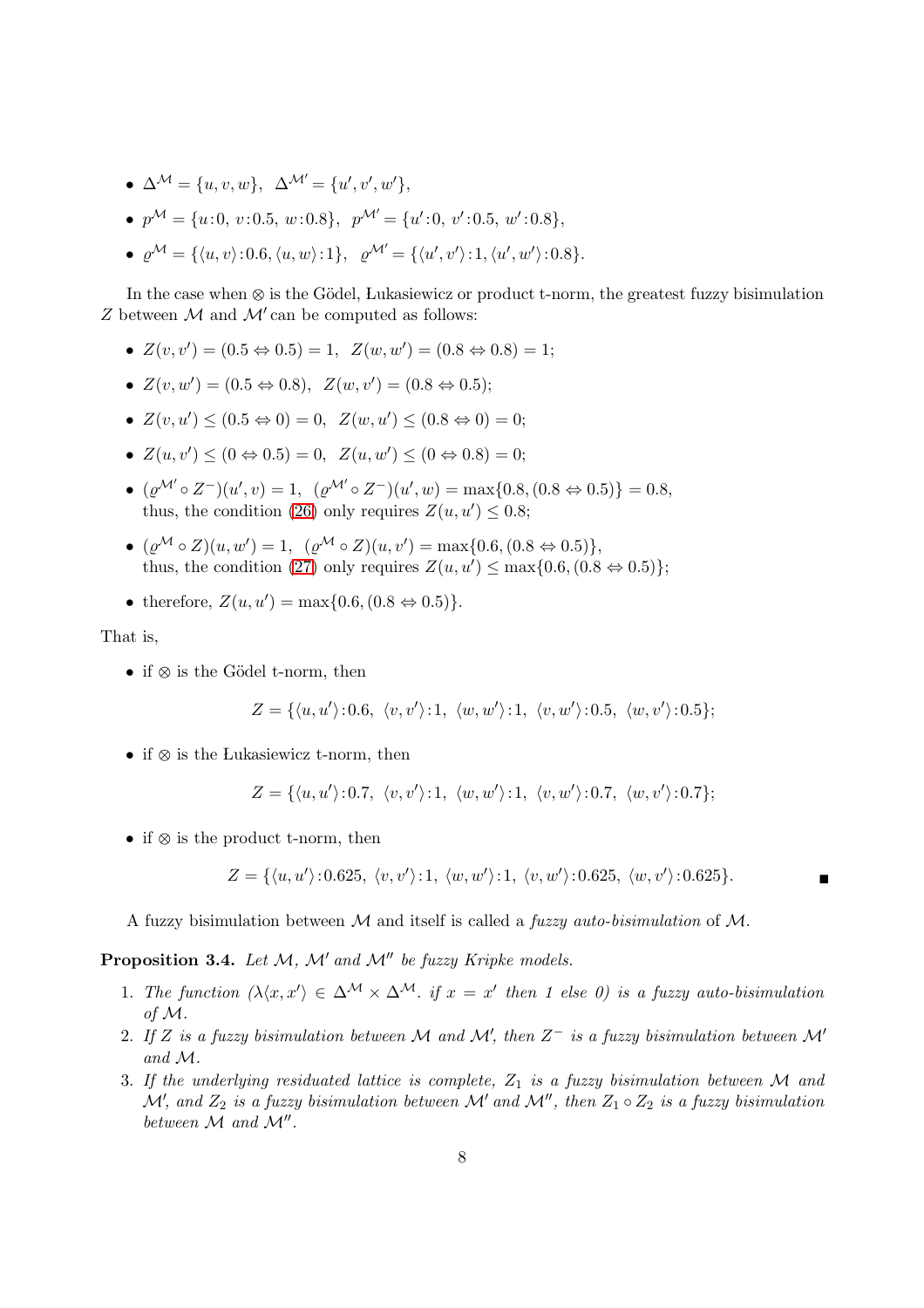- $\Delta^{\mathcal{M}} = \{u, v, w\}$, $\Delta^{\mathcal{M}'} = \{u', v', w'\}$,
- $p^{\mathcal{M}} = \{u\!:\!0,\ v\!:\!0.5,\ w\!:\!0.8\}$, $p^{\mathcal{M}'} = \{u'\!:\!0,\ v'\!:\!0.5,\ w'\!:\!0.8\}$,
- $\varrho^{\mathcal{M}} = \{\langle u, v\rangle\!:\!0.6, \langle u, w\rangle\!:\!1\}$, $\varrho^{\mathcal{M}'} = \{\langle u', v'\rangle\!:\!1, \langle u', w'\rangle\!:\!0.8\}$.

In the case when $\otimes$ is the Gödel, Łukasiewicz or product t-norm, the greatest fuzzy bisimulation $Z$ between $\mathcal{M}$ and $\mathcal{M}'$ can be computed as follows:

- $Z(v, v') = (0.5 \Leftrightarrow 0.5) = 1$, $Z(w, w') = (0.8 \Leftrightarrow 0.8) = 1$;
- $Z(v, w') = (0.5 \Leftrightarrow 0.8)$, $Z(w, v') = (0.8 \Leftrightarrow 0.5)$;
- $Z(v, u') \leq (0.5 \Leftrightarrow 0) = 0$, $Z(w, u') \leq (0.8 \Leftrightarrow 0) = 0$;
- $Z(u, v') \leq (0 \Leftrightarrow 0.5) = 0$, $Z(u, w') \leq (0 \Leftrightarrow 0.8) = 0$;
- $(\varrho^{\mathcal{M}'} \circ Z^-)(u', v) = 1$, $(\varrho^{\mathcal{M}'} \circ Z^-)(u', w) = \max\{0.8, (0.8 \Leftrightarrow 0.5)\} = 0.8$, thus, the condition (26) only requires $Z(u, u') \leq 0.8$;
- $(\varrho^{\mathcal{M}} \circ Z)(u, w') = 1$, $(\varrho^{\mathcal{M}} \circ Z)(u, v') = \max\{0.6, (0.8 \Leftrightarrow 0.5)\}$, thus, the condition (27) only requires $Z(u, u') \leq \max\{0.6, (0.8 \Leftrightarrow 0.5)\}$;
- therefore, $Z(u, u') = \max\{0.6, (0.8 \Leftrightarrow 0.5)\}$.

That is,

- if $\otimes$ is the Gödel t-norm, then
$$Z = \{\langle u, u'\rangle\!:\!0.6,\ \langle v, v'\rangle\!:\!1,\ \langle w, w'\rangle\!:\!1,\ \langle v, w'\rangle\!:\!0.5,\ \langle w, v'\rangle\!:\!0.5\};$$
- if $\otimes$ is the Łukasiewicz t-norm, then
$$Z = \{\langle u, u'\rangle\!:\!0.7,\ \langle v, v'\rangle\!:\!1,\ \langle w, w'\rangle\!:\!1,\ \langle v, w'\rangle\!:\!0.7,\ \langle w, v'\rangle\!:\!0.7\};$$
- if $\otimes$ is the product t-norm, then
$$Z = \{\langle u, u'\rangle\!:\!0.625,\ \langle v, v'\rangle\!:\!1,\ \langle w, w'\rangle\!:\!1,\ \langle v, w'\rangle\!:\!0.625,\ \langle w, v'\rangle\!:\!0.625\}.$$ ∎

A fuzzy bisimulation between $\mathcal{M}$ and itself is called a *fuzzy auto-bisimulation* of $\mathcal{M}$.

**Proposition 3.4.** *Let $\mathcal{M}$, $\mathcal{M}'$ and $\mathcal{M}''$ be fuzzy Kripke models.*

1. *The function $(\lambda\langle x, x'\rangle \in \Delta^{\mathcal{M}} \times \Delta^{\mathcal{M}}.$ if $x = x'$ then 1 else 0) is a fuzzy auto-bisimulation of $\mathcal{M}$.*
2. *If $Z$ is a fuzzy bisimulation between $\mathcal{M}$ and $\mathcal{M}'$, then $Z^-$ is a fuzzy bisimulation between $\mathcal{M}'$ and $\mathcal{M}$.*
3. *If the underlying residuated lattice is complete, $Z_1$ is a fuzzy bisimulation between $\mathcal{M}$ and $\mathcal{M}'$, and $Z_2$ is a fuzzy bisimulation between $\mathcal{M}'$ and $\mathcal{M}''$, then $Z_1 \circ Z_2$ is a fuzzy bisimulation between $\mathcal{M}$ and $\mathcal{M}''$.*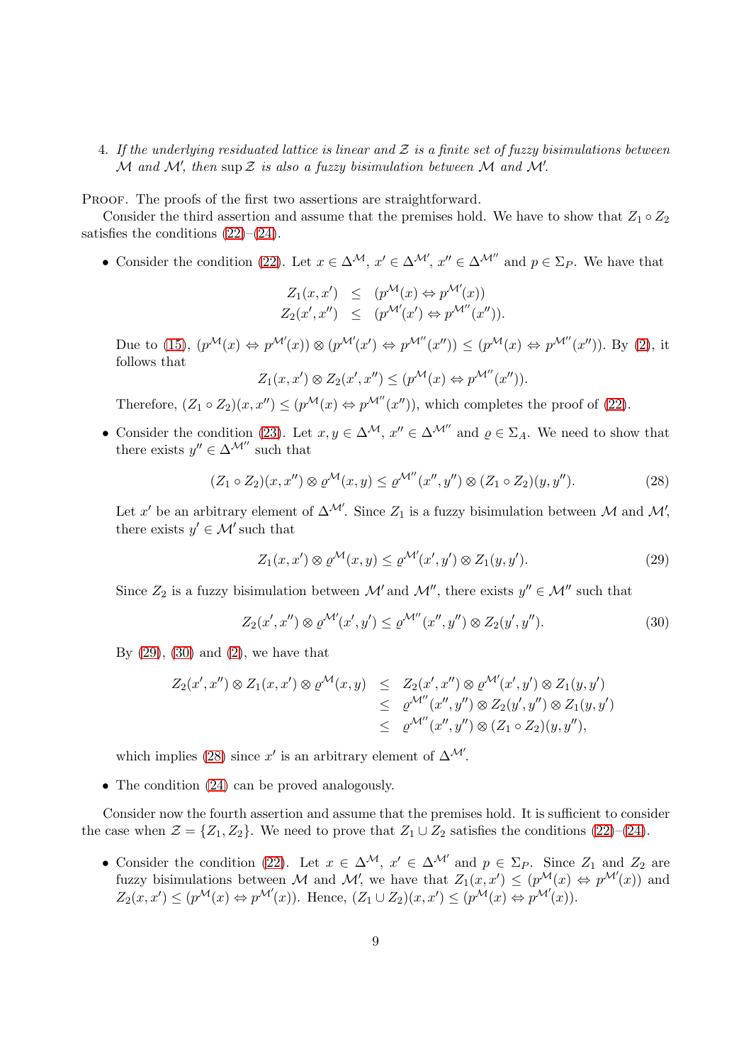4. *If the underlying residuated lattice is linear and $\mathcal{Z}$ is a finite set of fuzzy bisimulations between $\mathcal{M}$ and $\mathcal{M}'$, then $\sup \mathcal{Z}$ is also a fuzzy bisimulation between $\mathcal{M}$ and $\mathcal{M}'$.*

Proof. The proofs of the first two assertions are straightforward.

Consider the third assertion and assume that the premises hold. We have to show that $Z_1 \circ Z_2$ satisfies the conditions (22)–(24).

- Consider the condition (22). Let $x \in \Delta^{\mathcal{M}}$, $x' \in \Delta^{\mathcal{M}'}$, $x'' \in \Delta^{\mathcal{M}''}$ and $p \in \Sigma_P$. We have that

$$\begin{array}{rcl} Z_1(x,x') & \leq & (p^{\mathcal{M}}(x) \Leftrightarrow p^{\mathcal{M}'}(x)) \\ Z_2(x',x'') & \leq & (p^{\mathcal{M}'}(x') \Leftrightarrow p^{\mathcal{M}''}(x'')). \end{array}$$

  Due to (15), $(p^{\mathcal{M}}(x) \Leftrightarrow p^{\mathcal{M}'}(x)) \otimes (p^{\mathcal{M}'}(x') \Leftrightarrow p^{\mathcal{M}''}(x'')) \leq (p^{\mathcal{M}}(x) \Leftrightarrow p^{\mathcal{M}''}(x''))$. By (2), it follows that

$$Z_1(x,x') \otimes Z_2(x',x'') \leq (p^{\mathcal{M}}(x) \Leftrightarrow p^{\mathcal{M}''}(x'')).$$

  Therefore, $(Z_1 \circ Z_2)(x,x'') \leq (p^{\mathcal{M}}(x) \Leftrightarrow p^{\mathcal{M}''}(x''))$, which completes the proof of (22).

- Consider the condition (23). Let $x, y \in \Delta^{\mathcal{M}}$, $x'' \in \Delta^{\mathcal{M}''}$ and $\varrho \in \Sigma_A$. We need to show that there exists $y'' \in \Delta^{\mathcal{M}''}$ such that

$$(Z_1 \circ Z_2)(x,x'') \otimes \varrho^{\mathcal{M}}(x,y) \leq \varrho^{\mathcal{M}''}(x'',y'') \otimes (Z_1 \circ Z_2)(y,y''). \tag{28}$$

  Let $x'$ be an arbitrary element of $\Delta^{\mathcal{M}'}$. Since $Z_1$ is a fuzzy bisimulation between $\mathcal{M}$ and $\mathcal{M}'$, there exists $y' \in \mathcal{M}'$ such that

$$Z_1(x,x') \otimes \varrho^{\mathcal{M}}(x,y) \leq \varrho^{\mathcal{M}'}(x',y') \otimes Z_1(y,y'). \tag{29}$$

  Since $Z_2$ is a fuzzy bisimulation between $\mathcal{M}'$ and $\mathcal{M}''$, there exists $y'' \in \mathcal{M}''$ such that

$$Z_2(x',x'') \otimes \varrho^{\mathcal{M}'}(x',y') \leq \varrho^{\mathcal{M}''}(x'',y'') \otimes Z_2(y',y''). \tag{30}$$

  By (29), (30) and (2), we have that

$$\begin{array}{rcl} Z_2(x',x'') \otimes Z_1(x,x') \otimes \varrho^{\mathcal{M}}(x,y) & \leq & Z_2(x',x'') \otimes \varrho^{\mathcal{M}'}(x',y') \otimes Z_1(y,y') \\ & \leq & \varrho^{\mathcal{M}''}(x'',y'') \otimes Z_2(y',y'') \otimes Z_1(y,y') \\ & \leq & \varrho^{\mathcal{M}''}(x'',y'') \otimes (Z_1 \circ Z_2)(y,y''), \end{array}$$

  which implies (28) since $x'$ is an arbitrary element of $\Delta^{\mathcal{M}'}$.

- The condition (24) can be proved analogously.

Consider now the fourth assertion and assume that the premises hold. It is sufficient to consider the case when $\mathcal{Z} = \{Z_1, Z_2\}$. We need to prove that $Z_1 \cup Z_2$ satisfies the conditions (22)–(24).

- Consider the condition (22). Let $x \in \Delta^{\mathcal{M}}$, $x' \in \Delta^{\mathcal{M}'}$ and $p \in \Sigma_P$. Since $Z_1$ and $Z_2$ are fuzzy bisimulations between $\mathcal{M}$ and $\mathcal{M}'$, we have that $Z_1(x,x') \leq (p^{\mathcal{M}}(x) \Leftrightarrow p^{\mathcal{M}'}(x))$ and $Z_2(x,x') \leq (p^{\mathcal{M}}(x) \Leftrightarrow p^{\mathcal{M}'}(x))$. Hence, $(Z_1 \cup Z_2)(x,x') \leq (p^{\mathcal{M}}(x) \Leftrightarrow p^{\mathcal{M}'}(x))$.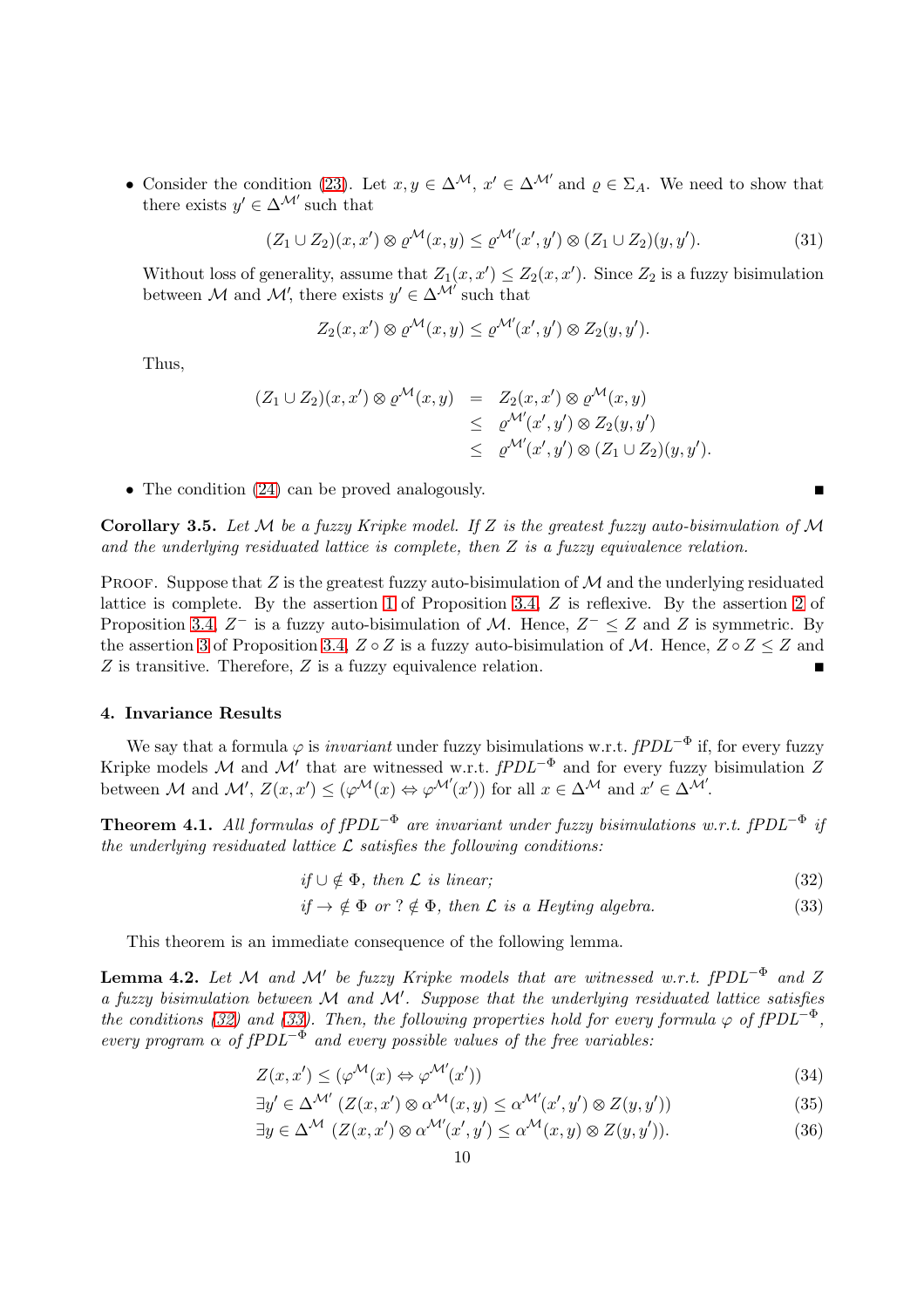- Consider the condition (23). Let $x, y \in \Delta^{\mathcal{M}}$, $x' \in \Delta^{\mathcal{M}'}$ and $\varrho \in \Sigma_A$. We need to show that there exists $y' \in \Delta^{\mathcal{M}'}$ such that

$$(Z_1 \cup Z_2)(x, x') \otimes \varrho^{\mathcal{M}}(x, y) \leq \varrho^{\mathcal{M}'}(x', y') \otimes (Z_1 \cup Z_2)(y, y'). \tag{31}$$

Without loss of generality, assume that $Z_1(x, x') \leq Z_2(x, x')$. Since $Z_2$ is a fuzzy bisimulation between $\mathcal{M}$ and $\mathcal{M}'$, there exists $y' \in \Delta^{\mathcal{M}'}$ such that

$$Z_2(x, x') \otimes \varrho^{\mathcal{M}}(x, y) \leq \varrho^{\mathcal{M}'}(x', y') \otimes Z_2(y, y').$$

Thus,

$$\begin{aligned}
(Z_1 \cup Z_2)(x, x') \otimes \varrho^{\mathcal{M}}(x, y) &= Z_2(x, x') \otimes \varrho^{\mathcal{M}}(x, y) \\
&\leq \varrho^{\mathcal{M}'}(x', y') \otimes Z_2(y, y') \\
&\leq \varrho^{\mathcal{M}'}(x', y') \otimes (Z_1 \cup Z_2)(y, y').
\end{aligned}$$

- The condition (24) can be proved analogously. ∎

**Corollary 3.5.** *Let $\mathcal{M}$ be a fuzzy Kripke model. If $Z$ is the greatest fuzzy auto-bisimulation of $\mathcal{M}$ and the underlying residuated lattice is complete, then $Z$ is a fuzzy equivalence relation.*

Proof. Suppose that $Z$ is the greatest fuzzy auto-bisimulation of $\mathcal{M}$ and the underlying residuated lattice is complete. By the assertion 1 of Proposition 3.4, $Z$ is reflexive. By the assertion 2 of Proposition 3.4, $Z^-$ is a fuzzy auto-bisimulation of $\mathcal{M}$. Hence, $Z^- \leq Z$ and $Z$ is symmetric. By the assertion 3 of Proposition 3.4, $Z \circ Z$ is a fuzzy auto-bisimulation of $\mathcal{M}$. Hence, $Z \circ Z \leq Z$ and $Z$ is transitive. Therefore, $Z$ is a fuzzy equivalence relation. ∎

## 4. Invariance Results

We say that a formula $\varphi$ is *invariant* under fuzzy bisimulations w.r.t. *fPDL*$^{-\Phi}$ if, for every fuzzy Kripke models $\mathcal{M}$ and $\mathcal{M}'$ that are witnessed w.r.t. *fPDL*$^{-\Phi}$ and for every fuzzy bisimulation $Z$ between $\mathcal{M}$ and $\mathcal{M}'$, $Z(x, x') \leq (\varphi^{\mathcal{M}}(x) \Leftrightarrow \varphi^{\mathcal{M}'}(x'))$ for all $x \in \Delta^{\mathcal{M}}$ and $x' \in \Delta^{\mathcal{M}'}$.

**Theorem 4.1.** *All formulas of fPDL$^{-\Phi}$ are invariant under fuzzy bisimulations w.r.t. fPDL$^{-\Phi}$ if the underlying residuated lattice $\mathcal{L}$ satisfies the following conditions:*

$$\text{if } \cup \notin \Phi, \text{ then } \mathcal{L} \text{ is linear;} \tag{32}$$

$$\text{if } \to \notin \Phi \text{ or } ? \notin \Phi, \text{ then } \mathcal{L} \text{ is a Heyting algebra.} \tag{33}$$

This theorem is an immediate consequence of the following lemma.

**Lemma 4.2.** *Let $\mathcal{M}$ and $\mathcal{M}'$ be fuzzy Kripke models that are witnessed w.r.t. fPDL$^{-\Phi}$ and $Z$ a fuzzy bisimulation between $\mathcal{M}$ and $\mathcal{M}'$. Suppose that the underlying residuated lattice satisfies the conditions (32) and (33). Then, the following properties hold for every formula $\varphi$ of fPDL$^{-\Phi}$, every program $\alpha$ of fPDL$^{-\Phi}$ and every possible values of the free variables:*

$$Z(x, x') \leq (\varphi^{\mathcal{M}}(x) \Leftrightarrow \varphi^{\mathcal{M}'}(x')) \tag{34}$$

$$\exists y' \in \Delta^{\mathcal{M}'} \; (Z(x, x') \otimes \alpha^{\mathcal{M}}(x, y) \leq \alpha^{\mathcal{M}'}(x', y') \otimes Z(y, y')) \tag{35}$$

$$\exists y \in \Delta^{\mathcal{M}} \; (Z(x, x') \otimes \alpha^{\mathcal{M}'}(x', y') \leq \alpha^{\mathcal{M}}(x, y) \otimes Z(y, y')). \tag{36}$$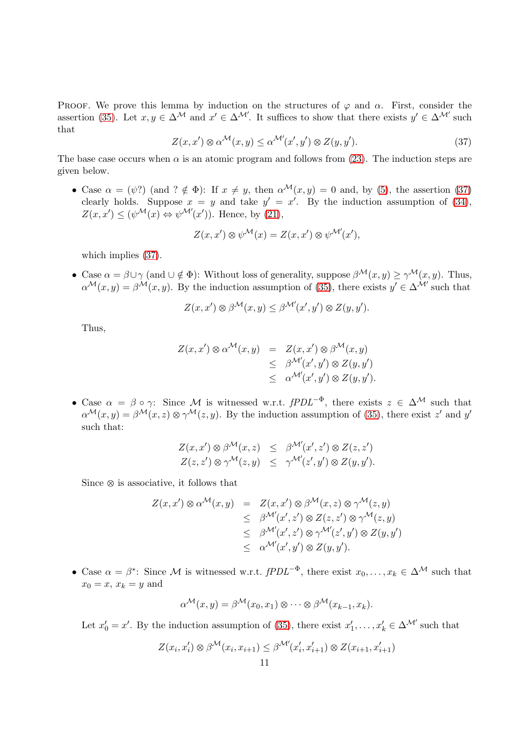PROOF. We prove this lemma by induction on the structures of $\varphi$ and $\alpha$. First, consider the assertion (35). Let $x, y \in \Delta^{\mathcal{M}}$ and $x' \in \Delta^{\mathcal{M}'}$. It suffices to show that there exists $y' \in \Delta^{\mathcal{M}'}$ such that

$$Z(x, x') \otimes \alpha^{\mathcal{M}}(x, y) \leq \alpha^{\mathcal{M}'}(x', y') \otimes Z(y, y'). \tag{37}$$

The base case occurs when $\alpha$ is an atomic program and follows from (23). The induction steps are given below.

- Case $\alpha = (\psi?)$ (and $? \notin \Phi$): If $x \neq y$, then $\alpha^{\mathcal{M}}(x, y) = 0$ and, by (5), the assertion (37) clearly holds. Suppose $x = y$ and take $y' = x'$. By the induction assumption of (34), $Z(x, x') \leq (\psi^{\mathcal{M}}(x) \Leftrightarrow \psi^{\mathcal{M}'}(x'))$. Hence, by (21),

  $$Z(x, x') \otimes \psi^{\mathcal{M}}(x) = Z(x, x') \otimes \psi^{\mathcal{M}'}(x'),$$

  which implies (37).

- Case $\alpha = \beta \cup \gamma$ (and $\cup \notin \Phi$): Without loss of generality, suppose $\beta^{\mathcal{M}}(x, y) \geq \gamma^{\mathcal{M}}(x, y)$. Thus, $\alpha^{\mathcal{M}}(x, y) = \beta^{\mathcal{M}}(x, y)$. By the induction assumption of (35), there exists $y' \in \Delta^{\mathcal{M}'}$ such that

  $$Z(x, x') \otimes \beta^{\mathcal{M}}(x, y) \leq \beta^{\mathcal{M}'}(x', y') \otimes Z(y, y').$$

  Thus,

  $$\begin{aligned} Z(x, x') \otimes \alpha^{\mathcal{M}}(x, y) &= Z(x, x') \otimes \beta^{\mathcal{M}}(x, y) \\ &\leq \beta^{\mathcal{M}'}(x', y') \otimes Z(y, y') \\ &\leq \alpha^{\mathcal{M}'}(x', y') \otimes Z(y, y'). \end{aligned}$$

- Case $\alpha = \beta \circ \gamma$: Since $\mathcal{M}$ is witnessed w.r.t. *fPDL*$^{-\Phi}$, there exists $z \in \Delta^{\mathcal{M}}$ such that $\alpha^{\mathcal{M}}(x, y) = \beta^{\mathcal{M}}(x, z) \otimes \gamma^{\mathcal{M}}(z, y)$. By the induction assumption of (35), there exist $z'$ and $y'$ such that:

  $$\begin{aligned} Z(x, x') \otimes \beta^{\mathcal{M}}(x, z) &\leq \beta^{\mathcal{M}'}(x', z') \otimes Z(z, z') \\ Z(z, z') \otimes \gamma^{\mathcal{M}}(z, y) &\leq \gamma^{\mathcal{M}'}(z', y') \otimes Z(y, y'). \end{aligned}$$

  Since $\otimes$ is associative, it follows that

  $$\begin{aligned} Z(x, x') \otimes \alpha^{\mathcal{M}}(x, y) &= Z(x, x') \otimes \beta^{\mathcal{M}}(x, z) \otimes \gamma^{\mathcal{M}}(z, y) \\ &\leq \beta^{\mathcal{M}'}(x', z') \otimes Z(z, z') \otimes \gamma^{\mathcal{M}}(z, y) \\ &\leq \beta^{\mathcal{M}'}(x', z') \otimes \gamma^{\mathcal{M}'}(z', y') \otimes Z(y, y') \\ &\leq \alpha^{\mathcal{M}'}(x', y') \otimes Z(y, y'). \end{aligned}$$

- Case $\alpha = \beta^*$: Since $\mathcal{M}$ is witnessed w.r.t. *fPDL*$^{-\Phi}$, there exist $x_0, \ldots, x_k \in \Delta^{\mathcal{M}}$ such that $x_0 = x$, $x_k = y$ and

  $$\alpha^{\mathcal{M}}(x, y) = \beta^{\mathcal{M}}(x_0, x_1) \otimes \cdots \otimes \beta^{\mathcal{M}}(x_{k-1}, x_k).$$

  Let $x'_0 = x'$. By the induction assumption of (35), there exist $x'_1, \ldots, x'_k \in \Delta^{\mathcal{M}'}$ such that

  $$Z(x_i, x'_i) \otimes \beta^{\mathcal{M}}(x_i, x_{i+1}) \leq \beta^{\mathcal{M}'}(x'_i, x'_{i+1}) \otimes Z(x_{i+1}, x'_{i+1})$$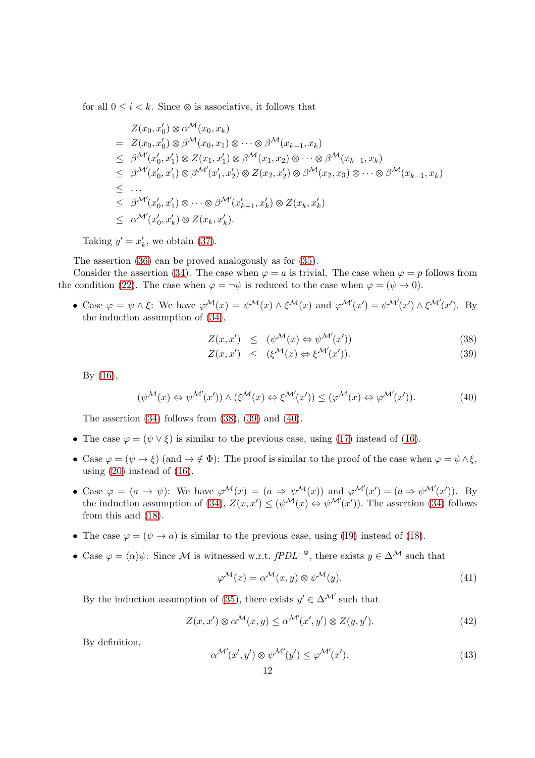for all $0 \leq i < k$. Since $\otimes$ is associative, it follows that

$$
\begin{aligned}
& Z(x_0, x'_0) \otimes \alpha^{\mathcal{M}}(x_0, x_k) \\
= \;& Z(x_0, x'_0) \otimes \beta^{\mathcal{M}}(x_0, x_1) \otimes \cdots \otimes \beta^{\mathcal{M}}(x_{k-1}, x_k) \\
\leq \;& \beta^{\mathcal{M}'}(x'_0, x'_1) \otimes Z(x_1, x'_1) \otimes \beta^{\mathcal{M}}(x_1, x_2) \otimes \cdots \otimes \beta^{\mathcal{M}}(x_{k-1}, x_k) \\
\leq \;& \beta^{\mathcal{M}'}(x'_0, x'_1) \otimes \beta^{\mathcal{M}'}(x'_1, x'_2) \otimes Z(x_2, x'_2) \otimes \beta^{\mathcal{M}}(x_2, x_3) \otimes \cdots \otimes \beta^{\mathcal{M}}(x_{k-1}, x_k) \\
\leq \;& \ldots \\
\leq \;& \beta^{\mathcal{M}'}(x'_0, x'_1) \otimes \cdots \otimes \beta^{\mathcal{M}'}(x'_{k-1}, x'_k) \otimes Z(x_k, x'_k) \\
\leq \;& \alpha^{\mathcal{M}'}(x'_0, x'_k) \otimes Z(x_k, x'_k).
\end{aligned}
$$

Taking $y' = x'_k$, we obtain (37).

The assertion (36) can be proved analogously as for (35).

Consider the assertion (34). The case when $\varphi = a$ is trivial. The case when $\varphi = p$ follows from the condition (22). The case when $\varphi = \neg\psi$ is reduced to the case when $\varphi = (\psi \to 0)$.

- Case $\varphi = \psi \wedge \xi$: We have $\varphi^{\mathcal{M}}(x) = \psi^{\mathcal{M}}(x) \wedge \xi^{\mathcal{M}}(x)$ and $\varphi^{\mathcal{M}'}(x') = \psi^{\mathcal{M}'}(x') \wedge \xi^{\mathcal{M}'}(x')$. By the induction assumption of (34),

$$
\begin{aligned}
Z(x, x') &\leq (\psi^{\mathcal{M}}(x) \Leftrightarrow \psi^{\mathcal{M}'}(x')) \qquad (38)\\
Z(x, x') &\leq (\xi^{\mathcal{M}}(x) \Leftrightarrow \xi^{\mathcal{M}'}(x')). \qquad (39)
\end{aligned}
$$

  By (16),

$$
(\psi^{\mathcal{M}}(x) \Leftrightarrow \psi^{\mathcal{M}'}(x')) \wedge (\xi^{\mathcal{M}}(x) \Leftrightarrow \xi^{\mathcal{M}'}(x')) \leq (\varphi^{\mathcal{M}}(x) \Leftrightarrow \varphi^{\mathcal{M}'}(x')). \qquad (40)
$$

  The assertion (34) follows from (38), (39) and (40).

- The case $\varphi = (\psi \vee \xi)$ is similar to the previous case, using (17) instead of (16).

- Case $\varphi = (\psi \to \xi)$ (and $\to \notin \Phi$): The proof is similar to the proof of the case when $\varphi = \psi \wedge \xi$, using (20) instead of (16).

- Case $\varphi = (a \to \psi)$: We have $\varphi^{\mathcal{M}}(x) = (a \Rightarrow \psi^{\mathcal{M}}(x))$ and $\varphi^{\mathcal{M}'}(x') = (a \Rightarrow \psi^{\mathcal{M}'}(x'))$. By the induction assumption of (34), $Z(x, x') \leq (\psi^{\mathcal{M}}(x) \Leftrightarrow \psi^{\mathcal{M}'}(x'))$. The assertion (34) follows from this and (18).

- The case $\varphi = (\psi \to a)$ is similar to the previous case, using (19) instead of (18).

- Case $\varphi = \langle\alpha\rangle\psi$: Since $\mathcal{M}$ is witnessed w.r.t. $fPDL^{-\Phi}$, there exists $y \in \Delta^{\mathcal{M}}$ such that

$$
\varphi^{\mathcal{M}}(x) = \alpha^{\mathcal{M}}(x, y) \otimes \psi^{\mathcal{M}}(y). \qquad (41)
$$

  By the induction assumption of (35), there exists $y' \in \Delta^{\mathcal{M}'}$ such that

$$
Z(x, x') \otimes \alpha^{\mathcal{M}}(x, y) \leq \alpha^{\mathcal{M}'}(x', y') \otimes Z(y, y'). \qquad (42)
$$

  By definition,

$$
\alpha^{\mathcal{M}'}(x', y') \otimes \psi^{\mathcal{M}'}(y') \leq \varphi^{\mathcal{M}'}(x'). \qquad (43)
$$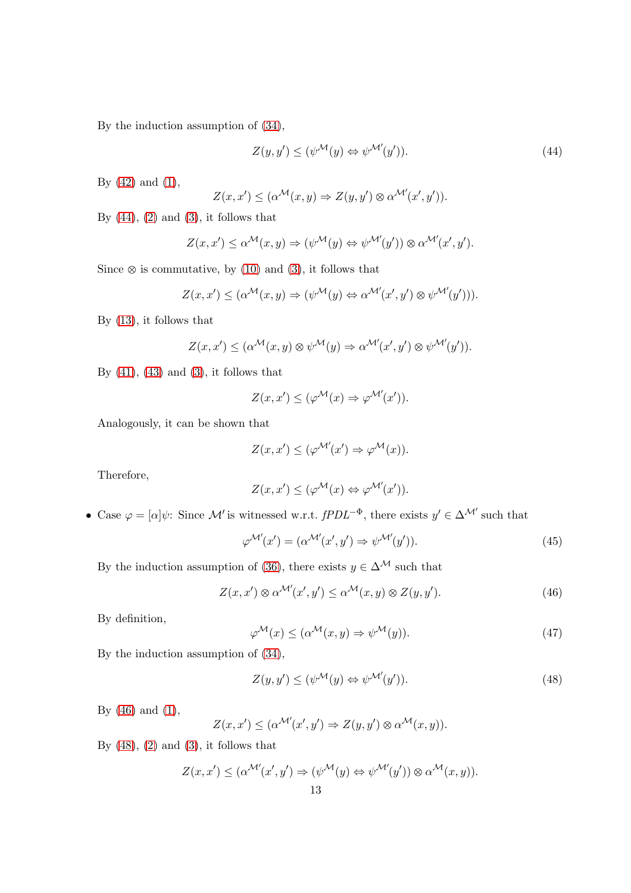By the induction assumption of (34),

$$Z(y, y') \leq (\psi^{\mathcal{M}}(y) \Leftrightarrow \psi^{\mathcal{M}'}(y')). \tag{44}$$

By (42) and (1),

$$Z(x, x') \leq (\alpha^{\mathcal{M}}(x, y) \Rightarrow Z(y, y') \otimes \alpha^{\mathcal{M}'}(x', y')).$$

By (44), (2) and (3), it follows that

$$Z(x, x') \leq \alpha^{\mathcal{M}}(x, y) \Rightarrow (\psi^{\mathcal{M}}(y) \Leftrightarrow \psi^{\mathcal{M}'}(y')) \otimes \alpha^{\mathcal{M}'}(x', y').$$

Since $\otimes$ is commutative, by (10) and (3), it follows that

$$Z(x, x') \leq (\alpha^{\mathcal{M}}(x, y) \Rightarrow (\psi^{\mathcal{M}}(y) \Leftrightarrow \alpha^{\mathcal{M}'}(x', y') \otimes \psi^{\mathcal{M}'}(y'))).$$

By (13), it follows that

$$Z(x, x') \leq (\alpha^{\mathcal{M}}(x, y) \otimes \psi^{\mathcal{M}}(y) \Rightarrow \alpha^{\mathcal{M}'}(x', y') \otimes \psi^{\mathcal{M}'}(y')).$$

By (41), (43) and (3), it follows that

$$Z(x, x') \leq (\varphi^{\mathcal{M}}(x) \Rightarrow \varphi^{\mathcal{M}'}(x')).$$

Analogously, it can be shown that

$$Z(x, x') \leq (\varphi^{\mathcal{M}'}(x') \Rightarrow \varphi^{\mathcal{M}}(x)).$$

Therefore,

$$Z(x, x') \leq (\varphi^{\mathcal{M}}(x) \Leftrightarrow \varphi^{\mathcal{M}'}(x')).$$

- Case $\varphi = [\alpha]\psi$: Since $\mathcal{M}'$ is witnessed w.r.t. *fPDL*$^{-\Phi}$, there exists $y' \in \Delta^{\mathcal{M}'}$ such that

$$\varphi^{\mathcal{M}'}(x') = (\alpha^{\mathcal{M}'}(x', y') \Rightarrow \psi^{\mathcal{M}'}(y')). \tag{45}$$

By the induction assumption of (36), there exists $y \in \Delta^{\mathcal{M}}$ such that

$$Z(x, x') \otimes \alpha^{\mathcal{M}'}(x', y') \leq \alpha^{\mathcal{M}}(x, y) \otimes Z(y, y'). \tag{46}$$

By definition,

$$\varphi^{\mathcal{M}}(x) \leq (\alpha^{\mathcal{M}}(x, y) \Rightarrow \psi^{\mathcal{M}}(y)). \tag{47}$$

By the induction assumption of (34),

$$Z(y, y') \leq (\psi^{\mathcal{M}}(y) \Leftrightarrow \psi^{\mathcal{M}'}(y')). \tag{48}$$

By (46) and (1),

$$Z(x, x') \leq (\alpha^{\mathcal{M}'}(x', y') \Rightarrow Z(y, y') \otimes \alpha^{\mathcal{M}}(x, y)).$$

By (48), (2) and (3), it follows that

$$Z(x, x') \leq (\alpha^{\mathcal{M}'}(x', y') \Rightarrow (\psi^{\mathcal{M}}(y) \Leftrightarrow \psi^{\mathcal{M}'}(y')) \otimes \alpha^{\mathcal{M}}(x, y)).$$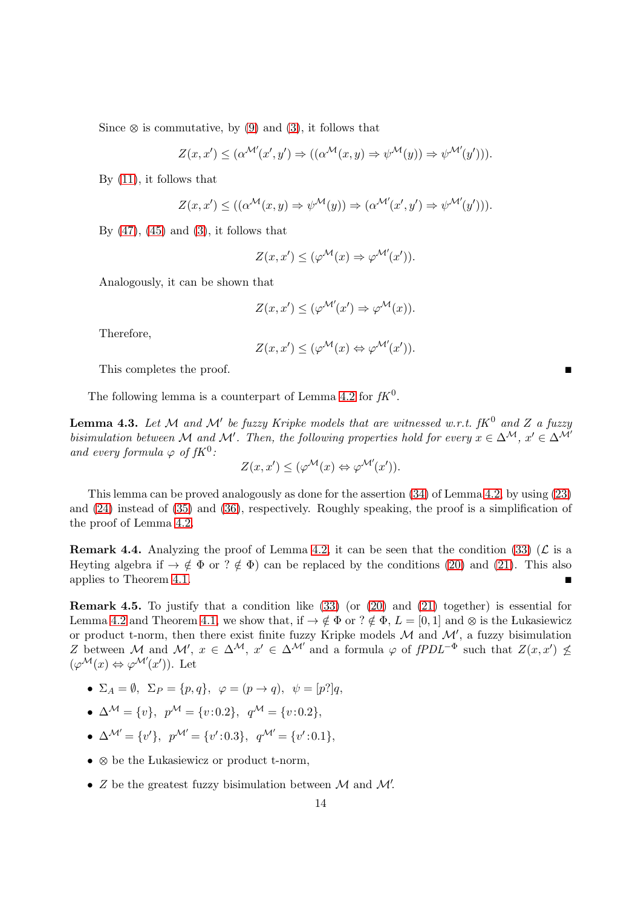Since $\otimes$ is commutative, by (9) and (3), it follows that

$$Z(x, x') \leq (\alpha^{\mathcal{M}'}(x', y') \Rightarrow ((\alpha^{\mathcal{M}}(x, y) \Rightarrow \psi^{\mathcal{M}}(y)) \Rightarrow \psi^{\mathcal{M}'}(y'))).$$

By (11), it follows that

$$Z(x, x') \leq ((\alpha^{\mathcal{M}}(x, y) \Rightarrow \psi^{\mathcal{M}}(y)) \Rightarrow (\alpha^{\mathcal{M}'}(x', y') \Rightarrow \psi^{\mathcal{M}'}(y'))).$$

By (47), (45) and (3), it follows that

$$Z(x, x') \leq (\varphi^{\mathcal{M}}(x) \Rightarrow \varphi^{\mathcal{M}'}(x')).$$

Analogously, it can be shown that

$$Z(x, x') \leq (\varphi^{\mathcal{M}'}(x') \Rightarrow \varphi^{\mathcal{M}}(x)).$$

Therefore,

$$Z(x, x') \leq (\varphi^{\mathcal{M}}(x) \Leftrightarrow \varphi^{\mathcal{M}'}(x')).$$

This completes the proof. ∎

The following lemma is a counterpart of Lemma 4.2 for $fK^0$.

**Lemma 4.3.** *Let $\mathcal{M}$ and $\mathcal{M}'$ be fuzzy Kripke models that are witnessed w.r.t. $fK^0$ and $Z$ a fuzzy bisimulation between $\mathcal{M}$ and $\mathcal{M}'$. Then, the following properties hold for every $x \in \Delta^{\mathcal{M}}$, $x' \in \Delta^{\mathcal{M}'}$ and every formula $\varphi$ of $fK^0$:*

$$Z(x, x') \leq (\varphi^{\mathcal{M}}(x) \Leftrightarrow \varphi^{\mathcal{M}'}(x')).$$

This lemma can be proved analogously as done for the assertion (34) of Lemma 4.2, by using (23) and (24) instead of (35) and (36), respectively. Roughly speaking, the proof is a simplification of the proof of Lemma 4.2.

**Remark 4.4.** Analyzing the proof of Lemma 4.2, it can be seen that the condition (33) ($\mathcal{L}$ is a Heyting algebra if $\to \notin \Phi$ or $? \notin \Phi$) can be replaced by the conditions (20) and (21). This also applies to Theorem 4.1. ∎

**Remark 4.5.** To justify that a condition like (33) (or (20) and (21) together) is essential for Lemma 4.2 and Theorem 4.1, we show that, if $\to \notin \Phi$ or $? \notin \Phi$, $L = [0, 1]$ and $\otimes$ is the Łukasiewicz or product t-norm, then there exist finite fuzzy Kripke models $\mathcal{M}$ and $\mathcal{M}'$, a fuzzy bisimulation $Z$ between $\mathcal{M}$ and $\mathcal{M}'$, $x \in \Delta^{\mathcal{M}}$, $x' \in \Delta^{\mathcal{M}'}$ and a formula $\varphi$ of $fPDL^{-\Phi}$ such that $Z(x, x') \not\leq (\varphi^{\mathcal{M}}(x) \Leftrightarrow \varphi^{\mathcal{M}'}(x'))$. Let

- $\Sigma_A = \emptyset$, $\Sigma_P = \{p, q\}$, $\varphi = (p \to q)$, $\psi = [p?]q$,
- $\Delta^{\mathcal{M}} = \{v\}$, $p^{\mathcal{M}} = \{v\!:\!0.2\}$, $q^{\mathcal{M}} = \{v\!:\!0.2\}$,
- $\Delta^{\mathcal{M}'} = \{v'\}$, $p^{\mathcal{M}'} = \{v'\!:\!0.3\}$, $q^{\mathcal{M}'} = \{v'\!:\!0.1\}$,
- $\otimes$ be the Łukasiewicz or product t-norm,
- $Z$ be the greatest fuzzy bisimulation between $\mathcal{M}$ and $\mathcal{M}'$.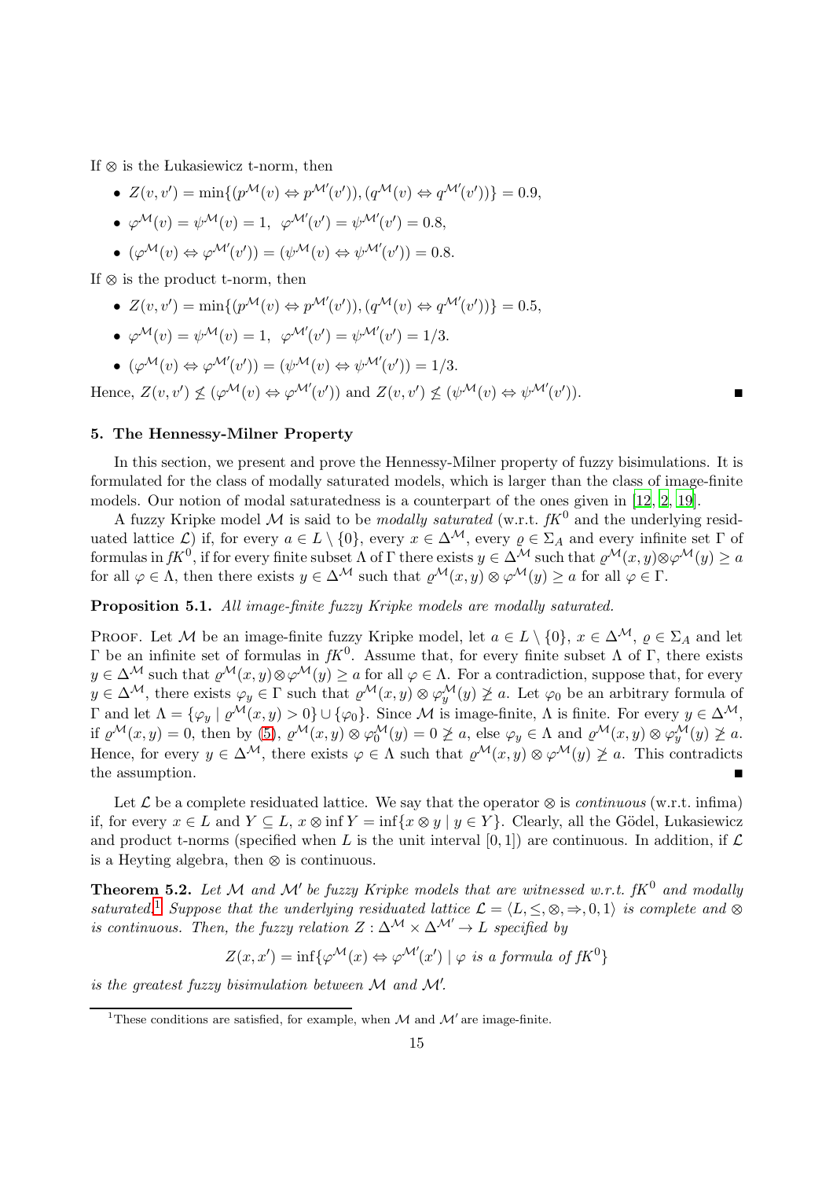If $\otimes$ is the Łukasiewicz t-norm, then

- $Z(v, v') = \min\{(p^{\mathcal{M}}(v) \Leftrightarrow p^{\mathcal{M}'}(v')), (q^{\mathcal{M}}(v) \Leftrightarrow q^{\mathcal{M}'}(v'))\} = 0.9$,
- $\varphi^{\mathcal{M}}(v) = \psi^{\mathcal{M}}(v) = 1$, $\varphi^{\mathcal{M}'}(v') = \psi^{\mathcal{M}'}(v') = 0.8$,
- $(\varphi^{\mathcal{M}}(v) \Leftrightarrow \varphi^{\mathcal{M}'}(v')) = (\psi^{\mathcal{M}}(v) \Leftrightarrow \psi^{\mathcal{M}'}(v')) = 0.8$.

If $\otimes$ is the product t-norm, then

- $Z(v, v') = \min\{(p^{\mathcal{M}}(v) \Leftrightarrow p^{\mathcal{M}'}(v')), (q^{\mathcal{M}}(v) \Leftrightarrow q^{\mathcal{M}'}(v'))\} = 0.5$,
- $\varphi^{\mathcal{M}}(v) = \psi^{\mathcal{M}}(v) = 1$, $\varphi^{\mathcal{M}'}(v') = \psi^{\mathcal{M}'}(v') = 1/3$.
- $(\varphi^{\mathcal{M}}(v) \Leftrightarrow \varphi^{\mathcal{M}'}(v')) = (\psi^{\mathcal{M}}(v) \Leftrightarrow \psi^{\mathcal{M}'}(v')) = 1/3$.

Hence, $Z(v, v') \not\leq (\varphi^{\mathcal{M}}(v) \Leftrightarrow \varphi^{\mathcal{M}'}(v'))$ and $Z(v, v') \not\leq (\psi^{\mathcal{M}}(v) \Leftrightarrow \psi^{\mathcal{M}'}(v'))$. ∎

### 5. The Hennessy-Milner Property

In this section, we present and prove the Hennessy-Milner property of fuzzy bisimulations. It is formulated for the class of modally saturated models, which is larger than the class of image-finite models. Our notion of modal saturatedness is a counterpart of the ones given in [12, 2, 19].

A fuzzy Kripke model $\mathcal{M}$ is said to be *modally saturated* (w.r.t. $fK^0$ and the underlying residuated lattice $\mathcal{L}$) if, for every $a \in L \setminus \{0\}$, every $x \in \Delta^{\mathcal{M}}$, every $\varrho \in \Sigma_A$ and every infinite set $\Gamma$ of formulas in $fK^0$, if for every finite subset $\Lambda$ of $\Gamma$ there exists $y \in \Delta^{\mathcal{M}}$ such that $\varrho^{\mathcal{M}}(x, y) \otimes \varphi^{\mathcal{M}}(y) \geq a$ for all $\varphi \in \Lambda$, then there exists $y \in \Delta^{\mathcal{M}}$ such that $\varrho^{\mathcal{M}}(x, y) \otimes \varphi^{\mathcal{M}}(y) \geq a$ for all $\varphi \in \Gamma$.

**Proposition 5.1.** *All image-finite fuzzy Kripke models are modally saturated.*

Proof. Let $\mathcal{M}$ be an image-finite fuzzy Kripke model, let $a \in L \setminus \{0\}$, $x \in \Delta^{\mathcal{M}}$, $\varrho \in \Sigma_A$ and let $\Gamma$ be an infinite set of formulas in $fK^0$. Assume that, for every finite subset $\Lambda$ of $\Gamma$, there exists $y \in \Delta^{\mathcal{M}}$ such that $\varrho^{\mathcal{M}}(x, y) \otimes \varphi^{\mathcal{M}}(y) \geq a$ for all $\varphi \in \Lambda$. For a contradiction, suppose that, for every $y \in \Delta^{\mathcal{M}}$, there exists $\varphi_y \in \Gamma$ such that $\varrho^{\mathcal{M}}(x, y) \otimes \varphi_y^{\mathcal{M}}(y) \not\geq a$. Let $\varphi_0$ be an arbitrary formula of $\Gamma$ and let $\Lambda = \{\varphi_y \mid \varrho^{\mathcal{M}}(x, y) > 0\} \cup \{\varphi_0\}$. Since $\mathcal{M}$ is image-finite, $\Lambda$ is finite. For every $y \in \Delta^{\mathcal{M}}$, if $\varrho^{\mathcal{M}}(x, y) = 0$, then by (5), $\varrho^{\mathcal{M}}(x, y) \otimes \varphi_0^{\mathcal{M}}(y) = 0 \not\geq a$, else $\varphi_y \in \Lambda$ and $\varrho^{\mathcal{M}}(x, y) \otimes \varphi_y^{\mathcal{M}}(y) \not\geq a$. Hence, for every $y \in \Delta^{\mathcal{M}}$, there exists $\varphi \in \Lambda$ such that $\varrho^{\mathcal{M}}(x, y) \otimes \varphi^{\mathcal{M}}(y) \not\geq a$. This contradicts the assumption. ∎

Let $\mathcal{L}$ be a complete residuated lattice. We say that the operator $\otimes$ is *continuous* (w.r.t. infima) if, for every $x \in L$ and $Y \subseteq L$, $x \otimes \inf Y = \inf\{x \otimes y \mid y \in Y\}$. Clearly, all the Gödel, Łukasiewicz and product t-norms (specified when $L$ is the unit interval $[0, 1]$) are continuous. In addition, if $\mathcal{L}$ is a Heyting algebra, then $\otimes$ is continuous.

**Theorem 5.2.** *Let $\mathcal{M}$ and $\mathcal{M}'$ be fuzzy Kripke models that are witnessed w.r.t. $fK^0$ and modally saturated.*[1] *Suppose that the underlying residuated lattice $\mathcal{L} = \langle L, \leq, \otimes, \Rightarrow, 0, 1\rangle$ is complete and $\otimes$ is continuous. Then, the fuzzy relation $Z : \Delta^{\mathcal{M}} \times \Delta^{\mathcal{M}'} \to L$ specified by*

$$Z(x, x') = \inf\{\varphi^{\mathcal{M}}(x) \Leftrightarrow \varphi^{\mathcal{M}'}(x') \mid \varphi \text{ is a formula of } fK^0\}$$

*is the greatest fuzzy bisimulation between $\mathcal{M}$ and $\mathcal{M}'$.*

[1] These conditions are satisfied, for example, when $\mathcal{M}$ and $\mathcal{M}'$ are image-finite.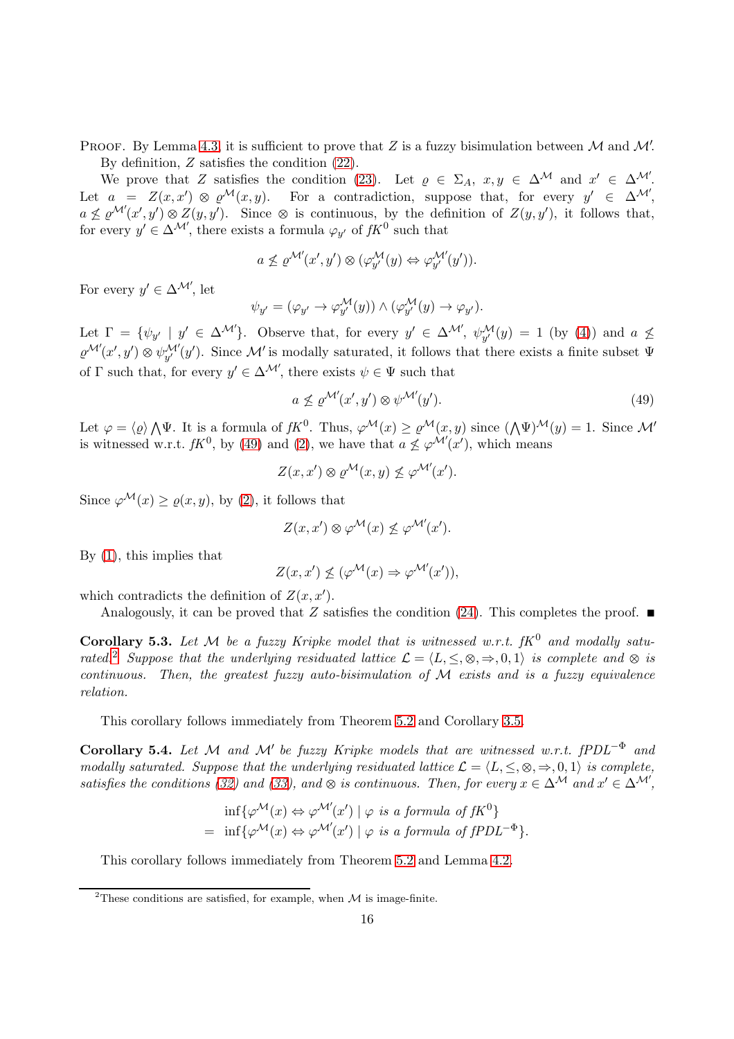Proof. By Lemma 4.3, it is sufficient to prove that $Z$ is a fuzzy bisimulation between $\mathcal{M}$ and $\mathcal{M}'$.

By definition, $Z$ satisfies the condition (22).

We prove that $Z$ satisfies the condition (23). Let $\varrho \in \Sigma_A$, $x, y \in \Delta^{\mathcal{M}}$ and $x' \in \Delta^{\mathcal{M}'}$. Let $a = Z(x, x') \otimes \varrho^{\mathcal{M}}(x, y)$. For a contradiction, suppose that, for every $y' \in \Delta^{\mathcal{M}'}$, $a \not\leq \varrho^{\mathcal{M}'}(x', y') \otimes Z(y, y')$. Since $\otimes$ is continuous, by the definition of $Z(y, y')$, it follows that, for every $y' \in \Delta^{\mathcal{M}'}$, there exists a formula $\varphi_{y'}$ of $fK^0$ such that

$$a \not\leq \varrho^{\mathcal{M}'}(x', y') \otimes (\varphi_{y'}^{\mathcal{M}}(y) \Leftrightarrow \varphi_{y'}^{\mathcal{M}'}(y')).$$

For every $y' \in \Delta^{\mathcal{M}'}$, let

$$\psi_{y'} = (\varphi_{y'} \to \varphi_{y'}^{\mathcal{M}}(y)) \wedge (\varphi_{y'}^{\mathcal{M}}(y) \to \varphi_{y'}).$$

Let $\Gamma = \{\psi_{y'} \mid y' \in \Delta^{\mathcal{M}'}\}$. Observe that, for every $y' \in \Delta^{\mathcal{M}'}$, $\psi_{y'}^{\mathcal{M}}(y) = 1$ (by (4)) and $a \not\leq \varrho^{\mathcal{M}'}(x', y') \otimes \psi_{y'}^{\mathcal{M}'}(y')$. Since $\mathcal{M}'$ is modally saturated, it follows that there exists a finite subset $\Psi$ of $\Gamma$ such that, for every $y' \in \Delta^{\mathcal{M}'}$, there exists $\psi \in \Psi$ such that

$$a \not\leq \varrho^{\mathcal{M}'}(x', y') \otimes \psi^{\mathcal{M}'}(y'). \tag{49}$$

Let $\varphi = \langle \varrho \rangle \bigwedge \Psi$. It is a formula of $fK^0$. Thus, $\varphi^{\mathcal{M}}(x) \geq \varrho^{\mathcal{M}}(x, y)$ since $(\bigwedge \Psi)^{\mathcal{M}}(y) = 1$. Since $\mathcal{M}'$ is witnessed w.r.t. $fK^0$, by (49) and (2), we have that $a \not\leq \varphi^{\mathcal{M}'}(x')$, which means

$$Z(x, x') \otimes \varrho^{\mathcal{M}}(x, y) \not\leq \varphi^{\mathcal{M}'}(x').$$

Since $\varphi^{\mathcal{M}}(x) \geq \varrho(x, y)$, by (2), it follows that

$$Z(x, x') \otimes \varphi^{\mathcal{M}}(x) \not\leq \varphi^{\mathcal{M}'}(x').$$

By (1), this implies that

$$Z(x, x') \not\leq (\varphi^{\mathcal{M}}(x) \Rightarrow \varphi^{\mathcal{M}'}(x')),$$

which contradicts the definition of $Z(x, x')$.

Analogously, it can be proved that $Z$ satisfies the condition (24). This completes the proof. ∎

**Corollary 5.3.** *Let $\mathcal{M}$ be a fuzzy Kripke model that is witnessed w.r.t. $fK^0$ and modally saturated.*[2] *Suppose that the underlying residuated lattice $\mathcal{L} = \langle L, \leq, \otimes, \Rightarrow, 0, 1\rangle$ is complete and $\otimes$ is continuous. Then, the greatest fuzzy auto-bisimulation of $\mathcal{M}$ exists and is a fuzzy equivalence relation.*

This corollary follows immediately from Theorem 5.2 and Corollary 3.5.

**Corollary 5.4.** *Let $\mathcal{M}$ and $\mathcal{M}'$ be fuzzy Kripke models that are witnessed w.r.t. $fPDL^{-\Phi}$ and modally saturated. Suppose that the underlying residuated lattice $\mathcal{L} = \langle L, \leq, \otimes, \Rightarrow, 0, 1\rangle$ is complete, satisfies the conditions (32) and (33), and $\otimes$ is continuous. Then, for every $x \in \Delta^{\mathcal{M}}$ and $x' \in \Delta^{\mathcal{M}'}$,*

$$\begin{aligned} &\inf\{\varphi^{\mathcal{M}}(x) \Leftrightarrow \varphi^{\mathcal{M}'}(x') \mid \varphi \text{ is a formula of } fK^0\} \\ = \; &\inf\{\varphi^{\mathcal{M}}(x) \Leftrightarrow \varphi^{\mathcal{M}'}(x') \mid \varphi \text{ is a formula of } fPDL^{-\Phi}\}. \end{aligned}$$

This corollary follows immediately from Theorem 5.2 and Lemma 4.2.

[2] These conditions are satisfied, for example, when $\mathcal{M}$ is image-finite.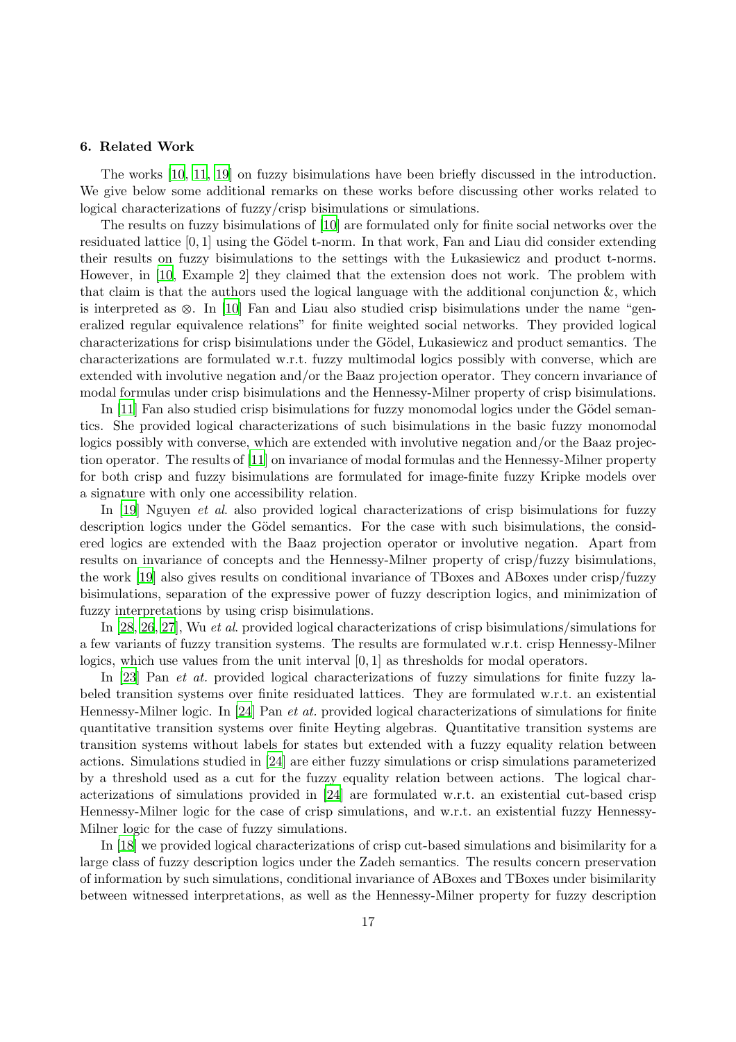### 6. Related Work

The works [10, 11, 19] on fuzzy bisimulations have been briefly discussed in the introduction. We give below some additional remarks on these works before discussing other works related to logical characterizations of fuzzy/crisp bisimulations or simulations.

The results on fuzzy bisimulations of [10] are formulated only for finite social networks over the residuated lattice $[0, 1]$ using the Gödel t-norm. In that work, Fan and Liau did consider extending their results on fuzzy bisimulations to the settings with the Łukasiewicz and product t-norms. However, in [10, Example 2] they claimed that the extension does not work. The problem with that claim is that the authors used the logical language with the additional conjunction &, which is interpreted as $\otimes$. In [10] Fan and Liau also studied crisp bisimulations under the name "generalized regular equivalence relations" for finite weighted social networks. They provided logical characterizations for crisp bisimulations under the Gödel, Łukasiewicz and product semantics. The characterizations are formulated w.r.t. fuzzy multimodal logics possibly with converse, which are extended with involutive negation and/or the Baaz projection operator. They concern invariance of modal formulas under crisp bisimulations and the Hennessy-Milner property of crisp bisimulations.

In [11] Fan also studied crisp bisimulations for fuzzy monomodal logics under the Gödel semantics. She provided logical characterizations of such bisimulations in the basic fuzzy monomodal logics possibly with converse, which are extended with involutive negation and/or the Baaz projection operator. The results of [11] on invariance of modal formulas and the Hennessy-Milner property for both crisp and fuzzy bisimulations are formulated for image-finite fuzzy Kripke models over a signature with only one accessibility relation.

In [19] Nguyen *et al.* also provided logical characterizations of crisp bisimulations for fuzzy description logics under the Gödel semantics. For the case with such bisimulations, the considered logics are extended with the Baaz projection operator or involutive negation. Apart from results on invariance of concepts and the Hennessy-Milner property of crisp/fuzzy bisimulations, the work [19] also gives results on conditional invariance of TBoxes and ABoxes under crisp/fuzzy bisimulations, separation of the expressive power of fuzzy description logics, and minimization of fuzzy interpretations by using crisp bisimulations.

In [28, 26, 27], Wu *et al.* provided logical characterizations of crisp bisimulations/simulations for a few variants of fuzzy transition systems. The results are formulated w.r.t. crisp Hennessy-Milner logics, which use values from the unit interval $[0, 1]$ as thresholds for modal operators.

In [23] Pan *et at.* provided logical characterizations of fuzzy simulations for finite fuzzy labeled transition systems over finite residuated lattices. They are formulated w.r.t. an existential Hennessy-Milner logic. In [24] Pan *et at.* provided logical characterizations of simulations for finite quantitative transition systems over finite Heyting algebras. Quantitative transition systems are transition systems without labels for states but extended with a fuzzy equality relation between actions. Simulations studied in [24] are either fuzzy simulations or crisp simulations parameterized by a threshold used as a cut for the fuzzy equality relation between actions. The logical characterizations of simulations provided in [24] are formulated w.r.t. an existential cut-based crisp Hennessy-Milner logic for the case of crisp simulations, and w.r.t. an existential fuzzy Hennessy-Milner logic for the case of fuzzy simulations.

In [18] we provided logical characterizations of crisp cut-based simulations and bisimilarity for a large class of fuzzy description logics under the Zadeh semantics. The results concern preservation of information by such simulations, conditional invariance of ABoxes and TBoxes under bisimilarity between witnessed interpretations, as well as the Hennessy-Milner property for fuzzy description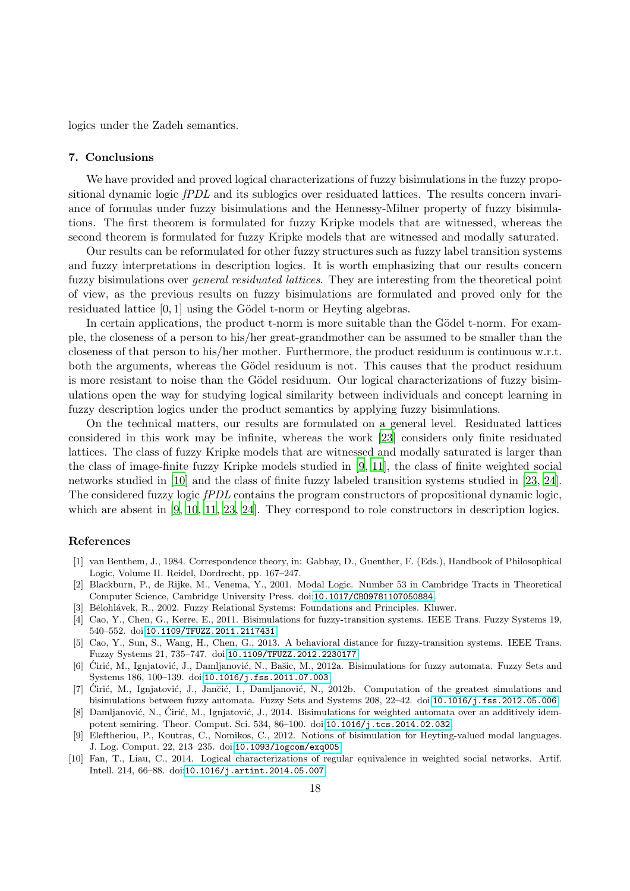logics under the Zadeh semantics.

## 7. Conclusions

We have provided and proved logical characterizations of fuzzy bisimulations in the fuzzy propositional dynamic logic *fPDL* and its sublogics over residuated lattices. The results concern invariance of formulas under fuzzy bisimulations and the Hennessy-Milner property of fuzzy bisimulations. The first theorem is formulated for fuzzy Kripke models that are witnessed, whereas the second theorem is formulated for fuzzy Kripke models that are witnessed and modally saturated.

Our results can be reformulated for other fuzzy structures such as fuzzy label transition systems and fuzzy interpretations in description logics. It is worth emphasizing that our results concern fuzzy bisimulations over *general residuated lattices*. They are interesting from the theoretical point of view, as the previous results on fuzzy bisimulations are formulated and proved only for the residuated lattice $[0, 1]$ using the Gödel t-norm or Heyting algebras.

In certain applications, the product t-norm is more suitable than the Gödel t-norm. For example, the closeness of a person to his/her great-grandmother can be assumed to be smaller than the closeness of that person to his/her mother. Furthermore, the product residuum is continuous w.r.t. both the arguments, whereas the Gödel residuum is not. This causes that the product residuum is more resistant to noise than the Gödel residuum. Our logical characterizations of fuzzy bisimulations open the way for studying logical similarity between individuals and concept learning in fuzzy description logics under the product semantics by applying fuzzy bisimulations.

On the technical matters, our results are formulated on a general level. Residuated lattices considered in this work may be infinite, whereas the work [23] considers only finite residuated lattices. The class of fuzzy Kripke models that are witnessed and modally saturated is larger than the class of image-finite fuzzy Kripke models studied in [9, 11], the class of finite weighted social networks studied in [10] and the class of finite fuzzy labeled transition systems studied in [23, 24]. The considered fuzzy logic *fPDL* contains the program constructors of propositional dynamic logic, which are absent in [9, 10, 11, 23, 24]. They correspond to role constructors in description logics.

## References

[1] van Benthem, J., 1984. Correspondence theory, in: Gabbay, D., Guenther, F. (Eds.), Handbook of Philosophical Logic, Volume II. Reidel, Dordrecht, pp. 167–247.

[2] Blackburn, P., de Rijke, M., Venema, Y., 2001. Modal Logic. Number 53 in Cambridge Tracts in Theoretical Computer Science, Cambridge University Press. doi:10.1017/CBO9781107050884.

[3] Bělohlávek, R., 2002. Fuzzy Relational Systems: Foundations and Principles. Kluwer.

[4] Cao, Y., Chen, G., Kerre, E., 2011. Bisimulations for fuzzy-transition systems. IEEE Trans. Fuzzy Systems 19, 540–552. doi:10.1109/TFUZZ.2011.2117431.

[5] Cao, Y., Sun, S., Wang, H., Chen, G., 2013. A behavioral distance for fuzzy-transition systems. IEEE Trans. Fuzzy Systems 21, 735–747. doi:10.1109/TFUZZ.2012.2230177.

[6] Ćirić, M., Ignjatović, J., Damljanović, N., Bašic, M., 2012a. Bisimulations for fuzzy automata. Fuzzy Sets and Systems 186, 100–139. doi:10.1016/j.fss.2011.07.003.

[7] Ćirić, M., Ignjatović, J., Jančić, I., Damljanović, N., 2012b. Computation of the greatest simulations and bisimulations between fuzzy automata. Fuzzy Sets and Systems 208, 22–42. doi:10.1016/j.fss.2012.05.006.

[8] Damljanović, N., Ćirić, M., Ignjatović, J., 2014. Bisimulations for weighted automata over an additively idempotent semiring. Theor. Comput. Sci. 534, 86–100. doi:10.1016/j.tcs.2014.02.032.

[9] Eleftheriou, P., Koutras, C., Nomikos, C., 2012. Notions of bisimulation for Heyting-valued modal languages. J. Log. Comput. 22, 213–235. doi:10.1093/logcom/exq005.

[10] Fan, T., Liau, C., 2014. Logical characterizations of regular equivalence in weighted social networks. Artif. Intell. 214, 66–88. doi:10.1016/j.artint.2014.05.007.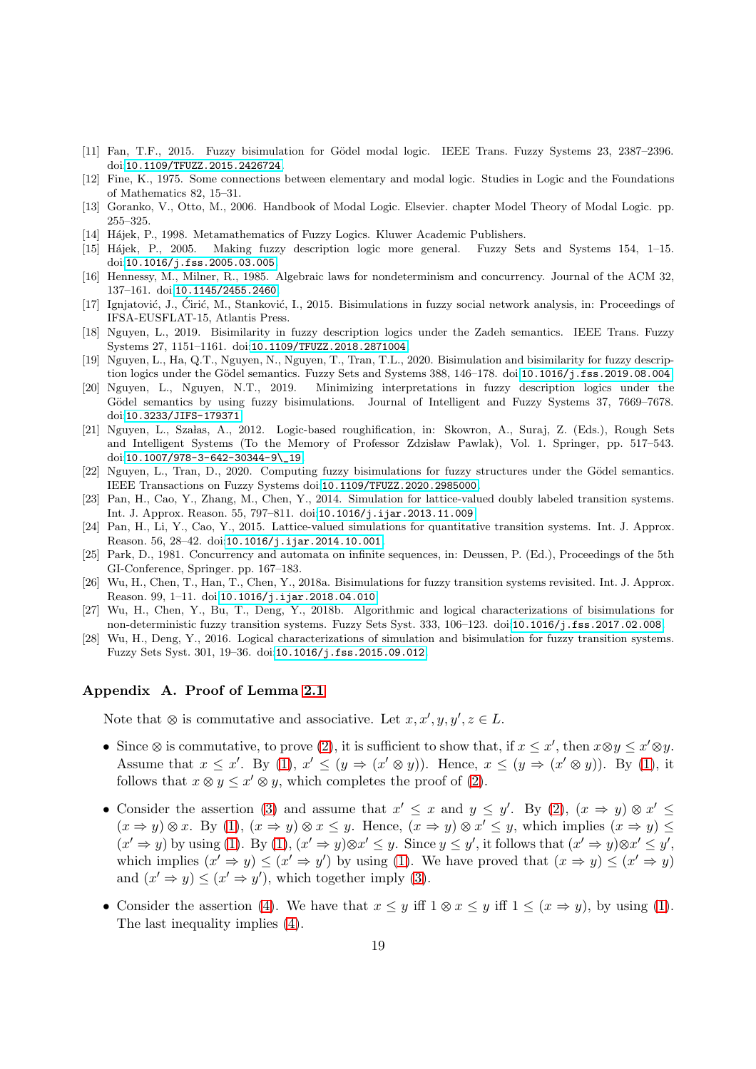[11] Fan, T.F., 2015. Fuzzy bisimulation for Gödel modal logic. IEEE Trans. Fuzzy Systems 23, 2387–2396. doi:10.1109/TFUZZ.2015.2426724.

[12] Fine, K., 1975. Some connections between elementary and modal logic. Studies in Logic and the Foundations of Mathematics 82, 15–31.

[13] Goranko, V., Otto, M., 2006. Handbook of Modal Logic. Elsevier. chapter Model Theory of Modal Logic. pp. 255–325.

[14] Hájek, P., 1998. Metamathematics of Fuzzy Logics. Kluwer Academic Publishers.

[15] Hájek, P., 2005. Making fuzzy description logic more general. Fuzzy Sets and Systems 154, 1–15. doi:10.1016/j.fss.2005.03.005.

[16] Hennessy, M., Milner, R., 1985. Algebraic laws for nondeterminism and concurrency. Journal of the ACM 32, 137–161. doi:10.1145/2455.2460.

[17] Ignjatović, J., Ćirić, M., Stanković, I., 2015. Bisimulations in fuzzy social network analysis, in: Proceedings of IFSA-EUSFLAT-15, Atlantis Press.

[18] Nguyen, L., 2019. Bisimilarity in fuzzy description logics under the Zadeh semantics. IEEE Trans. Fuzzy Systems 27, 1151–1161. doi:10.1109/TFUZZ.2018.2871004.

[19] Nguyen, L., Ha, Q.T., Nguyen, N., Nguyen, T., Tran, T.L., 2020. Bisimulation and bisimilarity for fuzzy description logics under the Gödel semantics. Fuzzy Sets and Systems 388, 146–178. doi:10.1016/j.fss.2019.08.004.

[20] Nguyen, L., Nguyen, N.T., 2019. Minimizing interpretations in fuzzy description logics under the Gödel semantics by using fuzzy bisimulations. Journal of Intelligent and Fuzzy Systems 37, 7669–7678. doi:10.3233/JIFS-179371.

[21] Nguyen, L., Szałas, A., 2012. Logic-based roughification, in: Skowron, A., Suraj, Z. (Eds.), Rough Sets and Intelligent Systems (To the Memory of Professor Zdzisław Pawlak), Vol. 1. Springer, pp. 517–543. doi:10.1007/978-3-642-30344-9\_19.

[22] Nguyen, L., Tran, D., 2020. Computing fuzzy bisimulations for fuzzy structures under the Gödel semantics. IEEE Transactions on Fuzzy Systems doi:10.1109/TFUZZ.2020.2985000.

[23] Pan, H., Cao, Y., Zhang, M., Chen, Y., 2014. Simulation for lattice-valued doubly labeled transition systems. Int. J. Approx. Reason. 55, 797–811. doi:10.1016/j.ijar.2013.11.009.

[24] Pan, H., Li, Y., Cao, Y., 2015. Lattice-valued simulations for quantitative transition systems. Int. J. Approx. Reason. 56, 28–42. doi:10.1016/j.ijar.2014.10.001.

[25] Park, D., 1981. Concurrency and automata on infinite sequences, in: Deussen, P. (Ed.), Proceedings of the 5th GI-Conference, Springer. pp. 167–183.

[26] Wu, H., Chen, T., Han, T., Chen, Y., 2018a. Bisimulations for fuzzy transition systems revisited. Int. J. Approx. Reason. 99, 1–11. doi:10.1016/j.ijar.2018.04.010.

[27] Wu, H., Chen, Y., Bu, T., Deng, Y., 2018b. Algorithmic and logical characterizations of bisimulations for non-deterministic fuzzy transition systems. Fuzzy Sets Syst. 333, 106–123. doi:10.1016/j.fss.2017.02.008.

[28] Wu, H., Deng, Y., 2016. Logical characterizations of simulation and bisimulation for fuzzy transition systems. Fuzzy Sets Syst. 301, 19–36. doi:10.1016/j.fss.2015.09.012.

## Appendix A. Proof of Lemma 2.1

Note that $\otimes$ is commutative and associative. Let $x, x', y, y', z \in L$.

- Since $\otimes$ is commutative, to prove (2), it is sufficient to show that, if $x \leq x'$, then $x \otimes y \leq x' \otimes y$. Assume that $x \leq x'$. By (1), $x' \leq (y \Rightarrow (x' \otimes y))$. Hence, $x \leq (y \Rightarrow (x' \otimes y))$. By (1), it follows that $x \otimes y \leq x' \otimes y$, which completes the proof of (2).

- Consider the assertion (3) and assume that $x' \leq x$ and $y \leq y'$. By (2), $(x \Rightarrow y) \otimes x' \leq (x \Rightarrow y) \otimes x$. By (1), $(x \Rightarrow y) \otimes x \leq y$. Hence, $(x \Rightarrow y) \otimes x' \leq y$, which implies $(x \Rightarrow y) \leq (x' \Rightarrow y)$ by using (1). By (1), $(x' \Rightarrow y) \otimes x' \leq y$. Since $y \leq y'$, it follows that $(x' \Rightarrow y) \otimes x' \leq y'$, which implies $(x' \Rightarrow y) \leq (x' \Rightarrow y')$ by using (1). We have proved that $(x \Rightarrow y) \leq (x' \Rightarrow y)$ and $(x' \Rightarrow y) \leq (x' \Rightarrow y')$, which together imply (3).

- Consider the assertion (4). We have that $x \leq y$ iff $1 \otimes x \leq y$ iff $1 \leq (x \Rightarrow y)$, by using (1). The last inequality implies (4).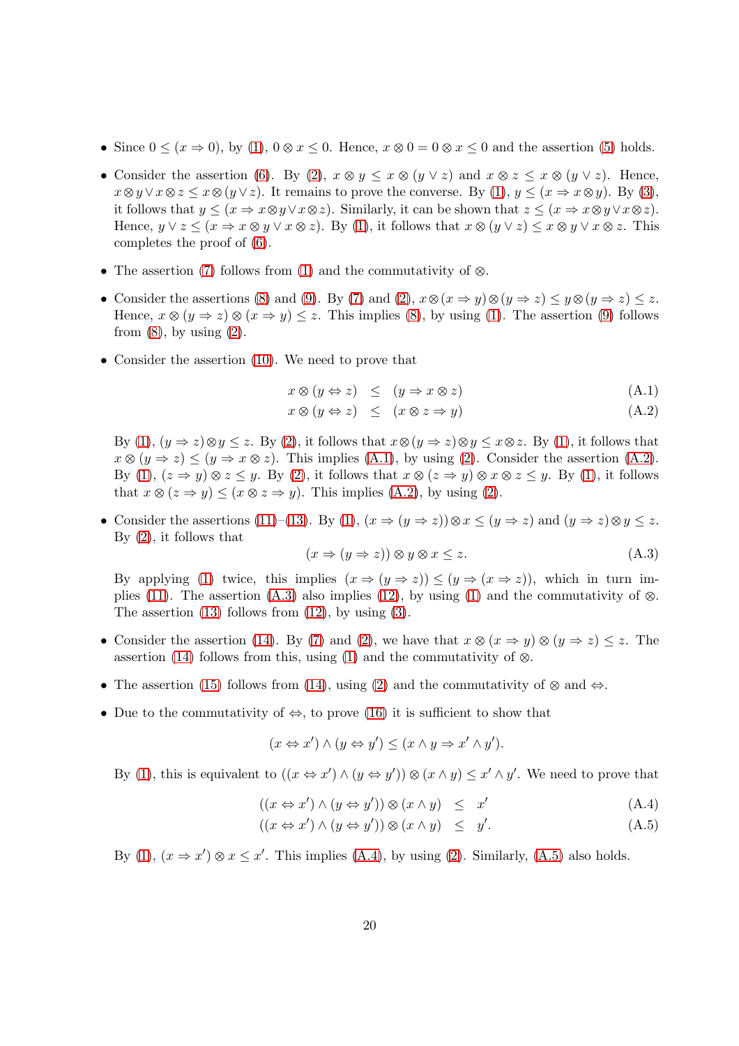- Since $0 \le (x \Rightarrow 0)$, by (1), $0 \otimes x \le 0$. Hence, $x \otimes 0 = 0 \otimes x \le 0$ and the assertion (5) holds.

- Consider the assertion (6). By (2), $x \otimes y \le x \otimes (y \vee z)$ and $x \otimes z \le x \otimes (y \vee z)$. Hence, $x \otimes y \vee x \otimes z \le x \otimes (y \vee z)$. It remains to prove the converse. By (1), $y \le (x \Rightarrow x \otimes y)$. By (3), it follows that $y \le (x \Rightarrow x \otimes y \vee x \otimes z)$. Similarly, it can be shown that $z \le (x \Rightarrow x \otimes y \vee x \otimes z)$. Hence, $y \vee z \le (x \Rightarrow x \otimes y \vee x \otimes z)$. By (1), it follows that $x \otimes (y \vee z) \le x \otimes y \vee x \otimes z$. This completes the proof of (6).

- The assertion (7) follows from (1) and the commutativity of $\otimes$.

- Consider the assertions (8) and (9). By (7) and (2), $x \otimes (x \Rightarrow y) \otimes (y \Rightarrow z) \le y \otimes (y \Rightarrow z) \le z$. Hence, $x \otimes (y \Rightarrow z) \otimes (x \Rightarrow y) \le z$. This implies (8), by using (1). The assertion (9) follows from (8), by using (2).

- Consider the assertion (10). We need to prove that

$$x \otimes (y \Leftrightarrow z) \;\le\; (y \Rightarrow x \otimes z) \tag{A.1}$$

$$x \otimes (y \Leftrightarrow z) \;\le\; (x \otimes z \Rightarrow y) \tag{A.2}$$

  By (1), $(y \Rightarrow z) \otimes y \le z$. By (2), it follows that $x \otimes (y \Rightarrow z) \otimes y \le x \otimes z$. By (1), it follows that $x \otimes (y \Rightarrow z) \le (y \Rightarrow x \otimes z)$. This implies (A.1), by using (2). Consider the assertion (A.2). By (1), $(z \Rightarrow y) \otimes z \le y$. By (2), it follows that $x \otimes (z \Rightarrow y) \otimes x \otimes z \le y$. By (1), it follows that $x \otimes (z \Rightarrow y) \le (x \otimes z \Rightarrow y)$. This implies (A.2), by using (2).

- Consider the assertions (11)–(13). By (1), $(x \Rightarrow (y \Rightarrow z)) \otimes x \le (y \Rightarrow z)$ and $(y \Rightarrow z) \otimes y \le z$. By (2), it follows that

$$(x \Rightarrow (y \Rightarrow z)) \otimes y \otimes x \le z. \tag{A.3}$$

  By applying (1) twice, this implies $(x \Rightarrow (y \Rightarrow z)) \le (y \Rightarrow (x \Rightarrow z))$, which in turn implies (11). The assertion (A.3) also implies (12), by using (1) and the commutativity of $\otimes$. The assertion (13) follows from (12), by using (3).

- Consider the assertion (14). By (7) and (2), we have that $x \otimes (x \Rightarrow y) \otimes (y \Rightarrow z) \le z$. The assertion (14) follows from this, using (1) and the commutativity of $\otimes$.

- The assertion (15) follows from (14), using (2) and the commutativity of $\otimes$ and $\Leftrightarrow$.

- Due to the commutativity of $\Leftrightarrow$, to prove (16) it is sufficient to show that

$$(x \Leftrightarrow x') \wedge (y \Leftrightarrow y') \le (x \wedge y \Rightarrow x' \wedge y').$$

  By (1), this is equivalent to $((x \Leftrightarrow x') \wedge (y \Leftrightarrow y')) \otimes (x \wedge y) \le x' \wedge y'$. We need to prove that

$$((x \Leftrightarrow x') \wedge (y \Leftrightarrow y')) \otimes (x \wedge y) \;\le\; x' \tag{A.4}$$

$$((x \Leftrightarrow x') \wedge (y \Leftrightarrow y')) \otimes (x \wedge y) \;\le\; y'. \tag{A.5}$$

  By (1), $(x \Rightarrow x') \otimes x \le x'$. This implies (A.4), by using (2). Similarly, (A.5) also holds.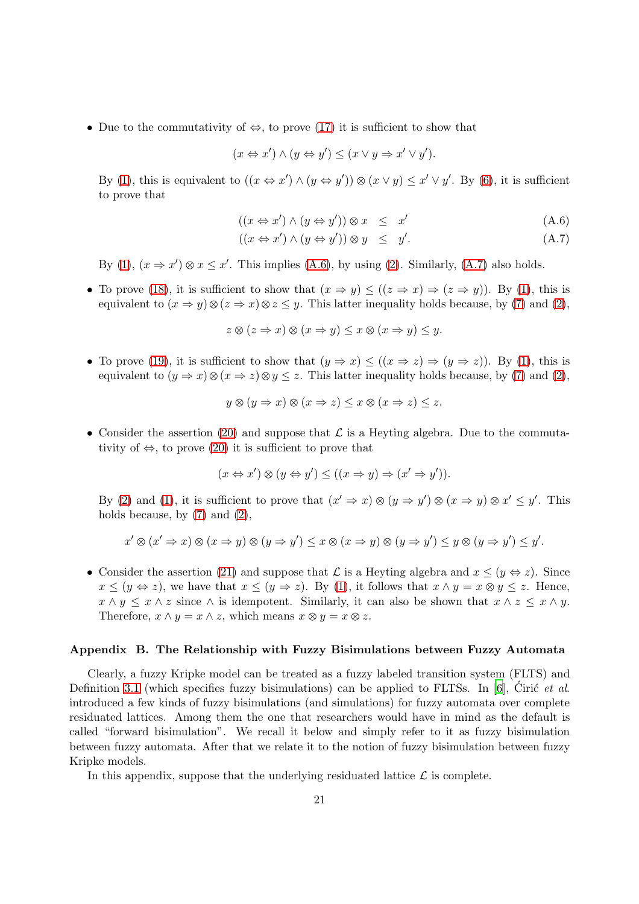- Due to the commutativity of $\Leftrightarrow$, to prove (17) it is sufficient to show that

$$(x \Leftrightarrow x') \wedge (y \Leftrightarrow y') \leq (x \vee y \Rightarrow x' \vee y').$$

  By (1), this is equivalent to $((x \Leftrightarrow x') \wedge (y \Leftrightarrow y')) \otimes (x \vee y) \leq x' \vee y'$. By (6), it is sufficient to prove that

$$((x \Leftrightarrow x') \wedge (y \Leftrightarrow y')) \otimes x \quad \leq \quad x' \tag{A.6}$$

$$((x \Leftrightarrow x') \wedge (y \Leftrightarrow y')) \otimes y \quad \leq \quad y'. \tag{A.7}$$

  By (1), $(x \Rightarrow x') \otimes x \leq x'$. This implies (A.6), by using (2). Similarly, (A.7) also holds.

- To prove (18), it is sufficient to show that $(x \Rightarrow y) \leq ((z \Rightarrow x) \Rightarrow (z \Rightarrow y))$. By (1), this is equivalent to $(x \Rightarrow y) \otimes (z \Rightarrow x) \otimes z \leq y$. This latter inequality holds because, by (7) and (2),

$$z \otimes (z \Rightarrow x) \otimes (x \Rightarrow y) \leq x \otimes (x \Rightarrow y) \leq y.$$

- To prove (19), it is sufficient to show that $(y \Rightarrow x) \leq ((x \Rightarrow z) \Rightarrow (y \Rightarrow z))$. By (1), this is equivalent to $(y \Rightarrow x) \otimes (x \Rightarrow z) \otimes y \leq z$. This latter inequality holds because, by (7) and (2),

$$y \otimes (y \Rightarrow x) \otimes (x \Rightarrow z) \leq x \otimes (x \Rightarrow z) \leq z.$$

- Consider the assertion (20) and suppose that $\mathcal{L}$ is a Heyting algebra. Due to the commutativity of $\Leftrightarrow$, to prove (20) it is sufficient to prove that

$$(x \Leftrightarrow x') \otimes (y \Leftrightarrow y') \leq ((x \Rightarrow y) \Rightarrow (x' \Rightarrow y')).$$

  By (2) and (1), it is sufficient to prove that $(x' \Rightarrow x) \otimes (y \Rightarrow y') \otimes (x \Rightarrow y) \otimes x' \leq y'$. This holds because, by (7) and (2),

$$x' \otimes (x' \Rightarrow x) \otimes (x \Rightarrow y) \otimes (y \Rightarrow y') \leq x \otimes (x \Rightarrow y) \otimes (y \Rightarrow y') \leq y \otimes (y \Rightarrow y') \leq y'.$$

- Consider the assertion (21) and suppose that $\mathcal{L}$ is a Heyting algebra and $x \leq (y \Leftrightarrow z)$. Since $x \leq (y \Leftrightarrow z)$, we have that $x \leq (y \Rightarrow z)$. By (1), it follows that $x \wedge y = x \otimes y \leq z$. Hence, $x \wedge y \leq x \wedge z$ since $\wedge$ is idempotent. Similarly, it can also be shown that $x \wedge z \leq x \wedge y$. Therefore, $x \wedge y = x \wedge z$, which means $x \otimes y = x \otimes z$.

## Appendix B. The Relationship with Fuzzy Bisimulations between Fuzzy Automata

Clearly, a fuzzy Kripke model can be treated as a fuzzy labeled transition system (FLTS) and Definition 3.1 (which specifies fuzzy bisimulations) can be applied to FLTSs. In [6], Ćirić *et al.* introduced a few kinds of fuzzy bisimulations (and simulations) for fuzzy automata over complete residuated lattices. Among them the one that researchers would have in mind as the default is called "forward bisimulation". We recall it below and simply refer to it as fuzzy bisimulation between fuzzy automata. After that we relate it to the notion of fuzzy bisimulation between fuzzy Kripke models.

In this appendix, suppose that the underlying residuated lattice $\mathcal{L}$ is complete.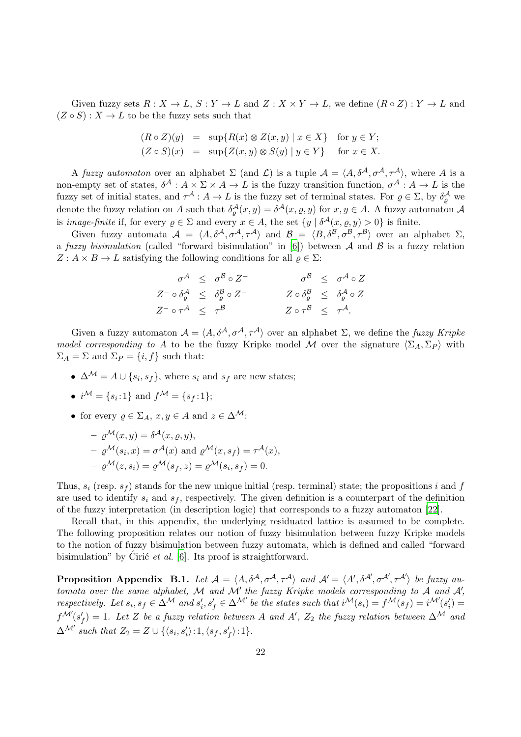Given fuzzy sets $R : X \to L$, $S : Y \to L$ and $Z : X \times Y \to L$, we define $(R \circ Z) : Y \to L$ and $(Z \circ S) : X \to L$ to be the fuzzy sets such that

$$
\begin{aligned}
(R \circ Z)(y) &= \sup\{R(x) \otimes Z(x, y) \mid x \in X\} \quad \text{for } y \in Y; \\
(Z \circ S)(x) &= \sup\{Z(x, y) \otimes S(y) \mid y \in Y\} \quad \text{for } x \in X.
\end{aligned}
$$

A *fuzzy automaton* over an alphabet $\Sigma$ (and $\mathcal{L}$) is a tuple $\mathcal{A} = \langle A, \delta^{\mathcal{A}}, \sigma^{\mathcal{A}}, \tau^{\mathcal{A}} \rangle$, where $A$ is a non-empty set of states, $\delta^{\mathcal{A}} : A \times \Sigma \times A \to L$ is the fuzzy transition function, $\sigma^{\mathcal{A}} : A \to L$ is the fuzzy set of initial states, and $\tau^{\mathcal{A}} : A \to L$ is the fuzzy set of terminal states. For $\varrho \in \Sigma$, by $\delta^{\mathcal{A}}_{\varrho}$ we denote the fuzzy relation on $A$ such that $\delta^{\mathcal{A}}_{\varrho}(x, y) = \delta^{\mathcal{A}}(x, \varrho, y)$ for $x, y \in A$. A fuzzy automaton $\mathcal{A}$ is *image-finite* if, for every $\varrho \in \Sigma$ and every $x \in A$, the set $\{y \mid \delta^{\mathcal{A}}(x, \varrho, y) > 0\}$ is finite.

Given fuzzy automata $\mathcal{A} = \langle A, \delta^{\mathcal{A}}, \sigma^{\mathcal{A}}, \tau^{\mathcal{A}} \rangle$ and $\mathcal{B} = \langle B, \delta^{\mathcal{B}}, \sigma^{\mathcal{B}}, \tau^{\mathcal{B}} \rangle$ over an alphabet $\Sigma$, a *fuzzy bisimulation* (called "forward bisimulation" in [6]) between $\mathcal{A}$ and $\mathcal{B}$ is a fuzzy relation $Z : A \times B \to L$ satisfying the following conditions for all $\varrho \in \Sigma$:

$$
\begin{aligned}
\sigma^{\mathcal{A}} &\leq \sigma^{\mathcal{B}} \circ Z^{-} & \qquad \sigma^{\mathcal{B}} &\leq \sigma^{\mathcal{A}} \circ Z \\
Z^{-} \circ \delta^{\mathcal{A}}_{\varrho} &\leq \delta^{\mathcal{B}}_{\varrho} \circ Z^{-} & \qquad Z \circ \delta^{\mathcal{B}}_{\varrho} &\leq \delta^{\mathcal{A}}_{\varrho} \circ Z \\
Z^{-} \circ \tau^{\mathcal{A}} &\leq \tau^{\mathcal{B}} & \qquad Z \circ \tau^{\mathcal{B}} &\leq \tau^{\mathcal{A}}.
\end{aligned}
$$

Given a fuzzy automaton $\mathcal{A} = \langle A, \delta^{\mathcal{A}}, \sigma^{\mathcal{A}}, \tau^{\mathcal{A}} \rangle$ over an alphabet $\Sigma$, we define the *fuzzy Kripke model corresponding to A* to be the fuzzy Kripke model $\mathcal{M}$ over the signature $\langle \Sigma_A, \Sigma_P \rangle$ with $\Sigma_A = \Sigma$ and $\Sigma_P = \{i, f\}$ such that:

- $\Delta^{\mathcal{M}} = A \cup \{s_i, s_f\}$, where $s_i$ and $s_f$ are new states;
- $i^{\mathcal{M}} = \{s_i : 1\}$ and $f^{\mathcal{M}} = \{s_f : 1\}$;
- for every $\varrho \in \Sigma_A$, $x, y \in A$ and $z \in \Delta^{\mathcal{M}}$:
  - $\varrho^{\mathcal{M}}(x, y) = \delta^{\mathcal{A}}(x, \varrho, y)$,
  - $\varrho^{\mathcal{M}}(s_i, x) = \sigma^{\mathcal{A}}(x)$ and $\varrho^{\mathcal{M}}(x, s_f) = \tau^{\mathcal{A}}(x)$,
  - $\varrho^{\mathcal{M}}(z, s_i) = \varrho^{\mathcal{M}}(s_f, z) = \varrho^{\mathcal{M}}(s_i, s_f) = 0$.

Thus, $s_i$ (resp. $s_f$) stands for the new unique initial (resp. terminal) state; the propositions $i$ and $f$ are used to identify $s_i$ and $s_f$, respectively. The given definition is a counterpart of the definition of the fuzzy interpretation (in description logic) that corresponds to a fuzzy automaton [22].

Recall that, in this appendix, the underlying residuated lattice is assumed to be complete. The following proposition relates our notion of fuzzy bisimulation between fuzzy Kripke models to the notion of fuzzy bisimulation between fuzzy automata, which is defined and called "forward bisimulation" by Ćirić *et al.* [6]. Its proof is straightforward.

**Proposition Appendix B.1.** *Let $\mathcal{A} = \langle A, \delta^{\mathcal{A}}, \sigma^{\mathcal{A}}, \tau^{\mathcal{A}} \rangle$ and $\mathcal{A}' = \langle A', \delta^{\mathcal{A}'}, \sigma^{\mathcal{A}'}, \tau^{\mathcal{A}'} \rangle$ be fuzzy automata over the same alphabet, $\mathcal{M}$ and $\mathcal{M}'$ the fuzzy Kripke models corresponding to $\mathcal{A}$ and $\mathcal{A}'$, respectively. Let $s_i, s_f \in \Delta^{\mathcal{M}}$ and $s'_i, s'_f \in \Delta^{\mathcal{M}'}$ be the states such that $i^{\mathcal{M}}(s_i) = f^{\mathcal{M}}(s_f) = i^{\mathcal{M}'}(s'_i) = f^{\mathcal{M}'}(s'_f) = 1$. Let $Z$ be a fuzzy relation between $A$ and $A'$, $Z_2$ the fuzzy relation between $\Delta^{\mathcal{M}}$ and $\Delta^{\mathcal{M}'}$ such that $Z_2 = Z \cup \{\langle s_i, s'_i \rangle : 1, \langle s_f, s'_f \rangle : 1\}$.*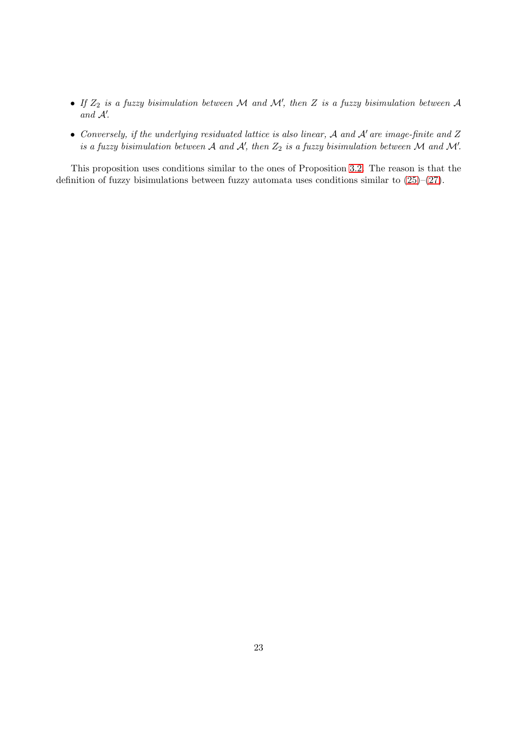- *If $Z_2$ is a fuzzy bisimulation between $\mathcal{M}$ and $\mathcal{M}'$, then $Z$ is a fuzzy bisimulation between $\mathcal{A}$ and $\mathcal{A}'$.*
- *Conversely, if the underlying residuated lattice is also linear, $\mathcal{A}$ and $\mathcal{A}'$ are image-finite and $Z$ is a fuzzy bisimulation between $\mathcal{A}$ and $\mathcal{A}'$, then $Z_2$ is a fuzzy bisimulation between $\mathcal{M}$ and $\mathcal{M}'$.*

This proposition uses conditions similar to the ones of Proposition 3.2. The reason is that the definition of fuzzy bisimulations between fuzzy automata uses conditions similar to (25)–(27).